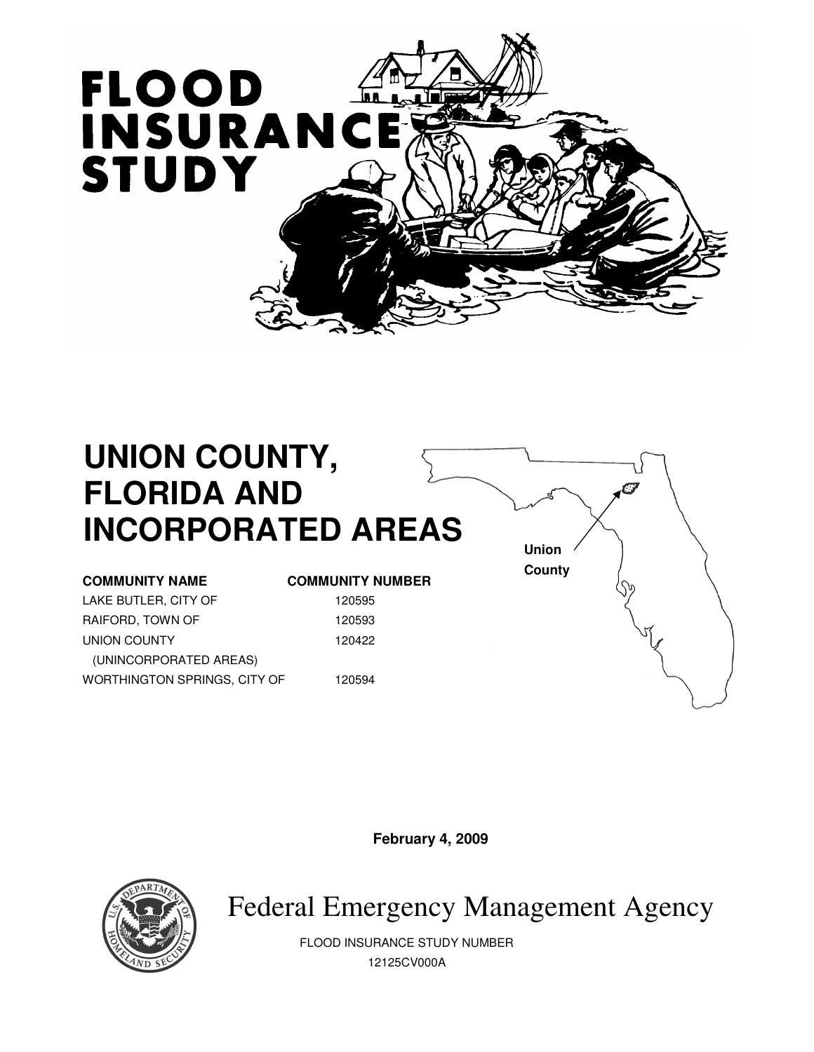# FLOOD INSURANCE STUDY

# UNION COUNTY, FLORIDA AND INCORPORATED AREAS

| COMMUNITY NAME | COMMUNITY NUMBER |
|---|---|
| LAKE BUTLER, CITY OF | 120595 |
| RAIFORD, TOWN OF | 120593 |
| UNION COUNTY (UNINCORPORATED AREAS) | 120422 |
| WORTHINGTON SPRINGS, CITY OF | 120594 |

Union County

**February 4, 2009**

Federal Emergency Management Agency

FLOOD INSURANCE STUDY NUMBER
12125CV000A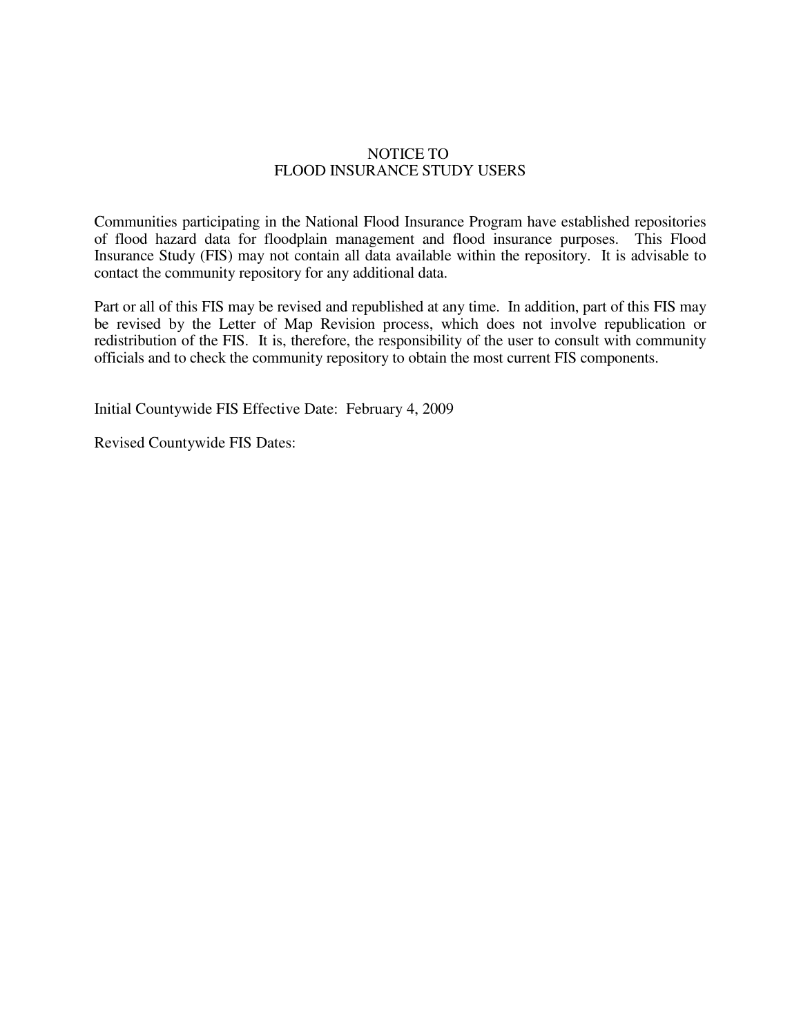# NOTICE TO FLOOD INSURANCE STUDY USERS

Communities participating in the National Flood Insurance Program have established repositories of flood hazard data for floodplain management and flood insurance purposes. This Flood Insurance Study (FIS) may not contain all data available within the repository. It is advisable to contact the community repository for any additional data.

Part or all of this FIS may be revised and republished at any time. In addition, part of this FIS may be revised by the Letter of Map Revision process, which does not involve republication or redistribution of the FIS. It is, therefore, the responsibility of the user to consult with community officials and to check the community repository to obtain the most current FIS components.

Initial Countywide FIS Effective Date: February 4, 2009

Revised Countywide FIS Dates: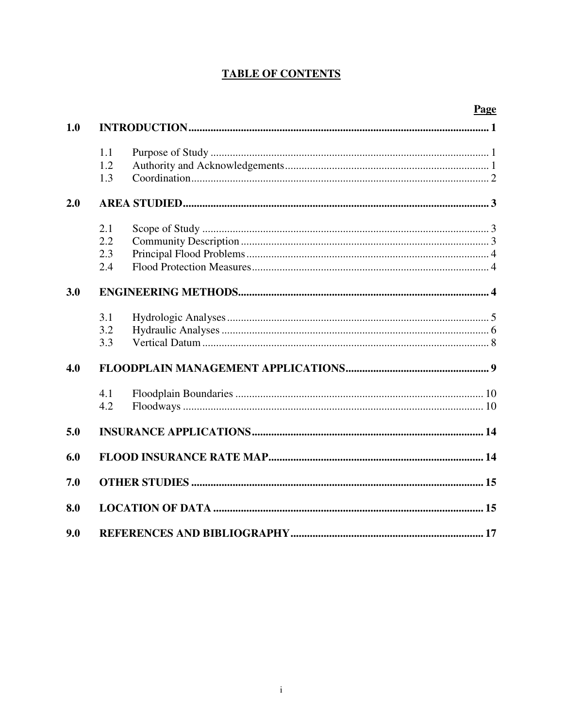# TABLE OF CONTENTS

| | | Page |
|---|---|---|
| **1.0** | **INTRODUCTION** | **1** |
| 1.1 | Purpose of Study | 1 |
| 1.2 | Authority and Acknowledgements | 1 |
| 1.3 | Coordination | 2 |
| **2.0** | **AREA STUDIED** | **3** |
| 2.1 | Scope of Study | 3 |
| 2.2 | Community Description | 3 |
| 2.3 | Principal Flood Problems | 4 |
| 2.4 | Flood Protection Measures | 4 |
| **3.0** | **ENGINEERING METHODS** | **4** |
| 3.1 | Hydrologic Analyses | 5 |
| 3.2 | Hydraulic Analyses | 6 |
| 3.3 | Vertical Datum | 8 |
| **4.0** | **FLOODPLAIN MANAGEMENT APPLICATIONS** | **9** |
| 4.1 | Floodplain Boundaries | 10 |
| 4.2 | Floodways | 10 |
| **5.0** | **INSURANCE APPLICATIONS** | **14** |
| **6.0** | **FLOOD INSURANCE RATE MAP** | **14** |
| **7.0** | **OTHER STUDIES** | **15** |
| **8.0** | **LOCATION OF DATA** | **15** |
| **9.0** | **REFERENCES AND BIBLIOGRAPHY** | **17** |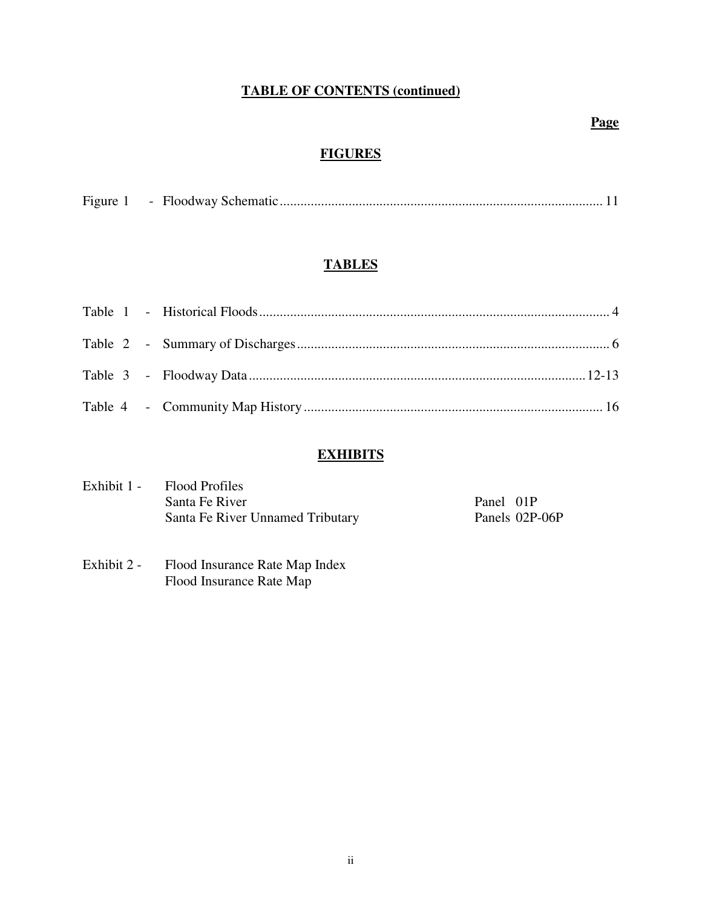## TABLE OF CONTENTS (continued)

**Page**

### FIGURES

Figure 1 - Floodway Schematic .......................................... 11

### TABLES

Table 1 - Historical Floods .......................................... 4

Table 2 - Summary of Discharges .......................................... 6

Table 3 - Floodway Data .......................................... 12-13

Table 4 - Community Map History .......................................... 16

### EXHIBITS

Exhibit 1 - Flood Profiles
- Santa Fe River — Panel 01P
- Santa Fe River Unnamed Tributary — Panels 02P-06P

Exhibit 2 - Flood Insurance Rate Map Index
- Flood Insurance Rate Map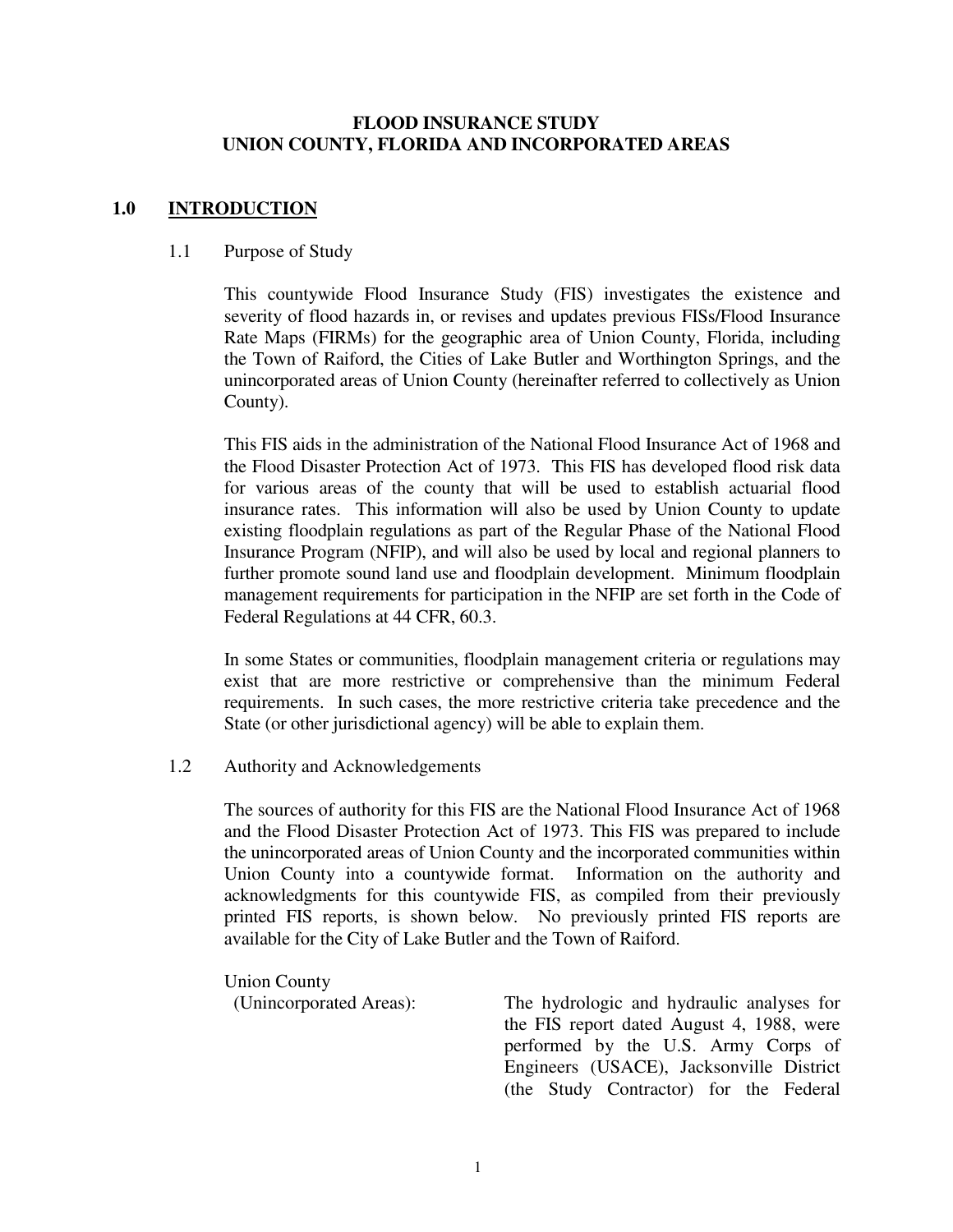**FLOOD INSURANCE STUDY**
**UNION COUNTY, FLORIDA AND INCORPORATED AREAS**

# 1.0 INTRODUCTION

## 1.1 Purpose of Study

This countywide Flood Insurance Study (FIS) investigates the existence and severity of flood hazards in, or revises and updates previous FISs/Flood Insurance Rate Maps (FIRMs) for the geographic area of Union County, Florida, including the Town of Raiford, the Cities of Lake Butler and Worthington Springs, and the unincorporated areas of Union County (hereinafter referred to collectively as Union County).

This FIS aids in the administration of the National Flood Insurance Act of 1968 and the Flood Disaster Protection Act of 1973. This FIS has developed flood risk data for various areas of the county that will be used to establish actuarial flood insurance rates. This information will also be used by Union County to update existing floodplain regulations as part of the Regular Phase of the National Flood Insurance Program (NFIP), and will also be used by local and regional planners to further promote sound land use and floodplain development. Minimum floodplain management requirements for participation in the NFIP are set forth in the Code of Federal Regulations at 44 CFR, 60.3.

In some States or communities, floodplain management criteria or regulations may exist that are more restrictive or comprehensive than the minimum Federal requirements. In such cases, the more restrictive criteria take precedence and the State (or other jurisdictional agency) will be able to explain them.

## 1.2 Authority and Acknowledgements

The sources of authority for this FIS are the National Flood Insurance Act of 1968 and the Flood Disaster Protection Act of 1973. This FIS was prepared to include the unincorporated areas of Union County and the incorporated communities within Union County into a countywide format. Information on the authority and acknowledgments for this countywide FIS, as compiled from their previously printed FIS reports, is shown below. No previously printed FIS reports are available for the City of Lake Butler and the Town of Raiford.

Union County (Unincorporated Areas): The hydrologic and hydraulic analyses for the FIS report dated August 4, 1988, were performed by the U.S. Army Corps of Engineers (USACE), Jacksonville District (the Study Contractor) for the Federal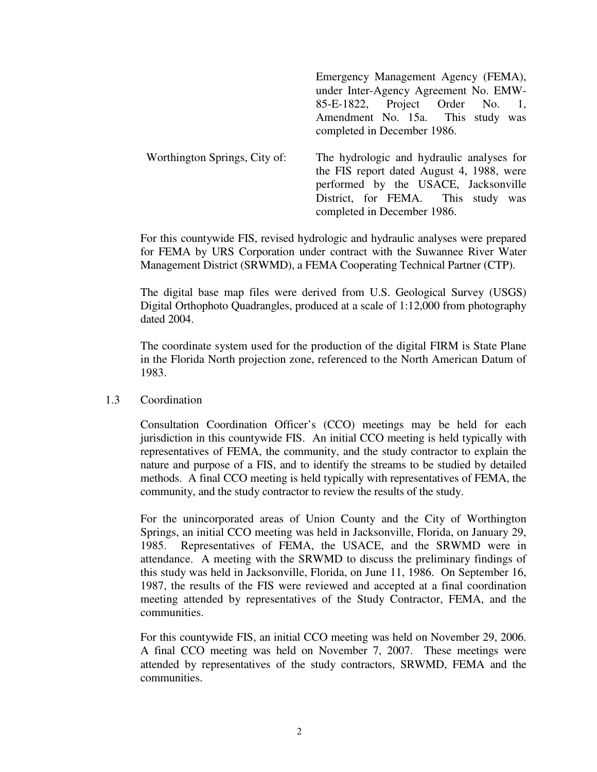Emergency Management Agency (FEMA), under Inter-Agency Agreement No. EMW-85-E-1822, Project Order No. 1, Amendment No. 15a. This study was completed in December 1986.

Worthington Springs, City of: The hydrologic and hydraulic analyses for the FIS report dated August 4, 1988, were performed by the USACE, Jacksonville District, for FEMA. This study was completed in December 1986.

For this countywide FIS, revised hydrologic and hydraulic analyses were prepared for FEMA by URS Corporation under contract with the Suwannee River Water Management District (SRWMD), a FEMA Cooperating Technical Partner (CTP).

The digital base map files were derived from U.S. Geological Survey (USGS) Digital Orthophoto Quadrangles, produced at a scale of 1:12,000 from photography dated 2004.

The coordinate system used for the production of the digital FIRM is State Plane in the Florida North projection zone, referenced to the North American Datum of 1983.

## 1.3 Coordination

Consultation Coordination Officer's (CCO) meetings may be held for each jurisdiction in this countywide FIS. An initial CCO meeting is held typically with representatives of FEMA, the community, and the study contractor to explain the nature and purpose of a FIS, and to identify the streams to be studied by detailed methods. A final CCO meeting is held typically with representatives of FEMA, the community, and the study contractor to review the results of the study.

For the unincorporated areas of Union County and the City of Worthington Springs, an initial CCO meeting was held in Jacksonville, Florida, on January 29, 1985. Representatives of FEMA, the USACE, and the SRWMD were in attendance. A meeting with the SRWMD to discuss the preliminary findings of this study was held in Jacksonville, Florida, on June 11, 1986. On September 16, 1987, the results of the FIS were reviewed and accepted at a final coordination meeting attended by representatives of the Study Contractor, FEMA, and the communities.

For this countywide FIS, an initial CCO meeting was held on November 29, 2006. A final CCO meeting was held on November 7, 2007. These meetings were attended by representatives of the study contractors, SRWMD, FEMA and the communities.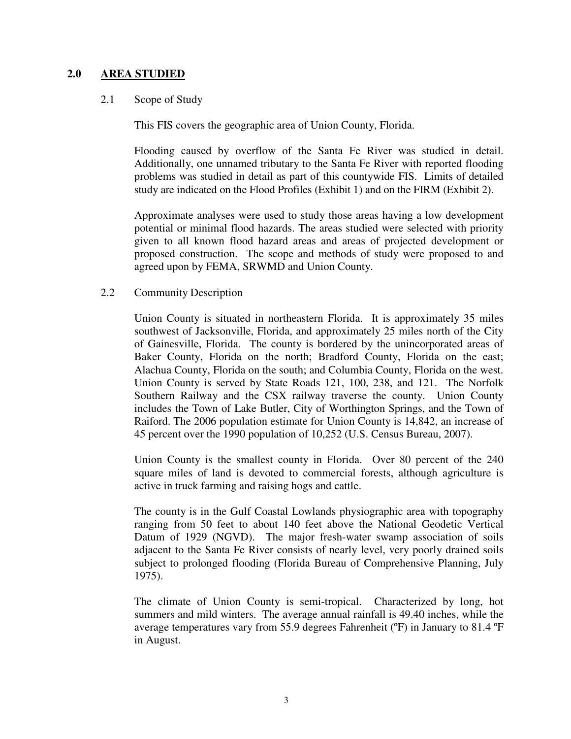## 2.0 AREA STUDIED

### 2.1 Scope of Study

This FIS covers the geographic area of Union County, Florida.

Flooding caused by overflow of the Santa Fe River was studied in detail. Additionally, one unnamed tributary to the Santa Fe River with reported flooding problems was studied in detail as part of this countywide FIS. Limits of detailed study are indicated on the Flood Profiles (Exhibit 1) and on the FIRM (Exhibit 2).

Approximate analyses were used to study those areas having a low development potential or minimal flood hazards. The areas studied were selected with priority given to all known flood hazard areas and areas of projected development or proposed construction. The scope and methods of study were proposed to and agreed upon by FEMA, SRWMD and Union County.

### 2.2 Community Description

Union County is situated in northeastern Florida. It is approximately 35 miles southwest of Jacksonville, Florida, and approximately 25 miles north of the City of Gainesville, Florida. The county is bordered by the unincorporated areas of Baker County, Florida on the north; Bradford County, Florida on the east; Alachua County, Florida on the south; and Columbia County, Florida on the west. Union County is served by State Roads 121, 100, 238, and 121. The Norfolk Southern Railway and the CSX railway traverse the county. Union County includes the Town of Lake Butler, City of Worthington Springs, and the Town of Raiford. The 2006 population estimate for Union County is 14,842, an increase of 45 percent over the 1990 population of 10,252 (U.S. Census Bureau, 2007).

Union County is the smallest county in Florida. Over 80 percent of the 240 square miles of land is devoted to commercial forests, although agriculture is active in truck farming and raising hogs and cattle.

The county is in the Gulf Coastal Lowlands physiographic area with topography ranging from 50 feet to about 140 feet above the National Geodetic Vertical Datum of 1929 (NGVD). The major fresh-water swamp association of soils adjacent to the Santa Fe River consists of nearly level, very poorly drained soils subject to prolonged flooding (Florida Bureau of Comprehensive Planning, July 1975).

The climate of Union County is semi-tropical. Characterized by long, hot summers and mild winters. The average annual rainfall is 49.40 inches, while the average temperatures vary from 55.9 degrees Fahrenheit (ºF) in January to 81.4 ºF in August.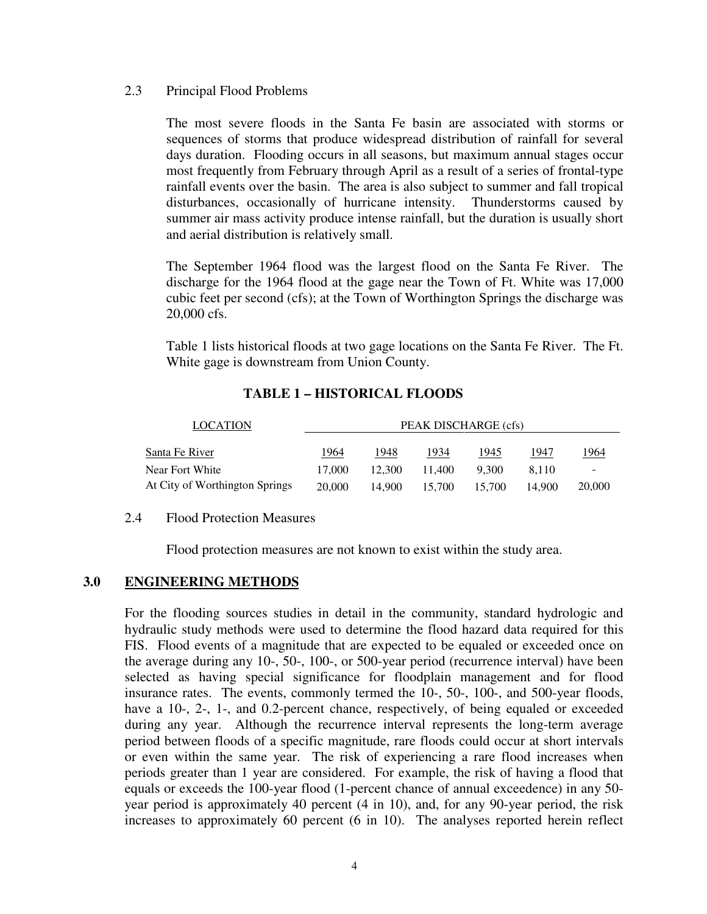### 2.3 Principal Flood Problems

The most severe floods in the Santa Fe basin are associated with storms or sequences of storms that produce widespread distribution of rainfall for several days duration. Flooding occurs in all seasons, but maximum annual stages occur most frequently from February through April as a result of a series of frontal-type rainfall events over the basin. The area is also subject to summer and fall tropical disturbances, occasionally of hurricane intensity. Thunderstorms caused by summer air mass activity produce intense rainfall, but the duration is usually short and aerial distribution is relatively small.

The September 1964 flood was the largest flood on the Santa Fe River. The discharge for the 1964 flood at the gage near the Town of Ft. White was 17,000 cubic feet per second (cfs); at the Town of Worthington Springs the discharge was 20,000 cfs.

Table 1 lists historical floods at two gage locations on the Santa Fe River. The Ft. White gage is downstream from Union County.

**TABLE 1 – HISTORICAL FLOODS**

| LOCATION | PEAK DISCHARGE (cfs) | | | | | |
|---|---|---|---|---|---|---|
| Santa Fe River | 1964 | 1948 | 1934 | 1945 | 1947 | 1964 |
| Near Fort White | 17,000 | 12,300 | 11,400 | 9,300 | 8,110 | - |
| At City of Worthington Springs | 20,000 | 14,900 | 15,700 | 15,700 | 14,900 | 20,000 |

### 2.4 Flood Protection Measures

Flood protection measures are not known to exist within the study area.

## 3.0 ENGINEERING METHODS

For the flooding sources studies in detail in the community, standard hydrologic and hydraulic study methods were used to determine the flood hazard data required for this FIS. Flood events of a magnitude that are expected to be equaled or exceeded once on the average during any 10-, 50-, 100-, or 500-year period (recurrence interval) have been selected as having special significance for floodplain management and for flood insurance rates. The events, commonly termed the 10-, 50-, 100-, and 500-year floods, have a 10-, 2-, 1-, and 0.2-percent chance, respectively, of being equaled or exceeded during any year. Although the recurrence interval represents the long-term average period between floods of a specific magnitude, rare floods could occur at short intervals or even within the same year. The risk of experiencing a rare flood increases when periods greater than 1 year are considered. For example, the risk of having a flood that equals or exceeds the 100-year flood (1-percent chance of annual exceedence) in any 50-year period is approximately 40 percent (4 in 10), and, for any 90-year period, the risk increases to approximately 60 percent (6 in 10). The analyses reported herein reflect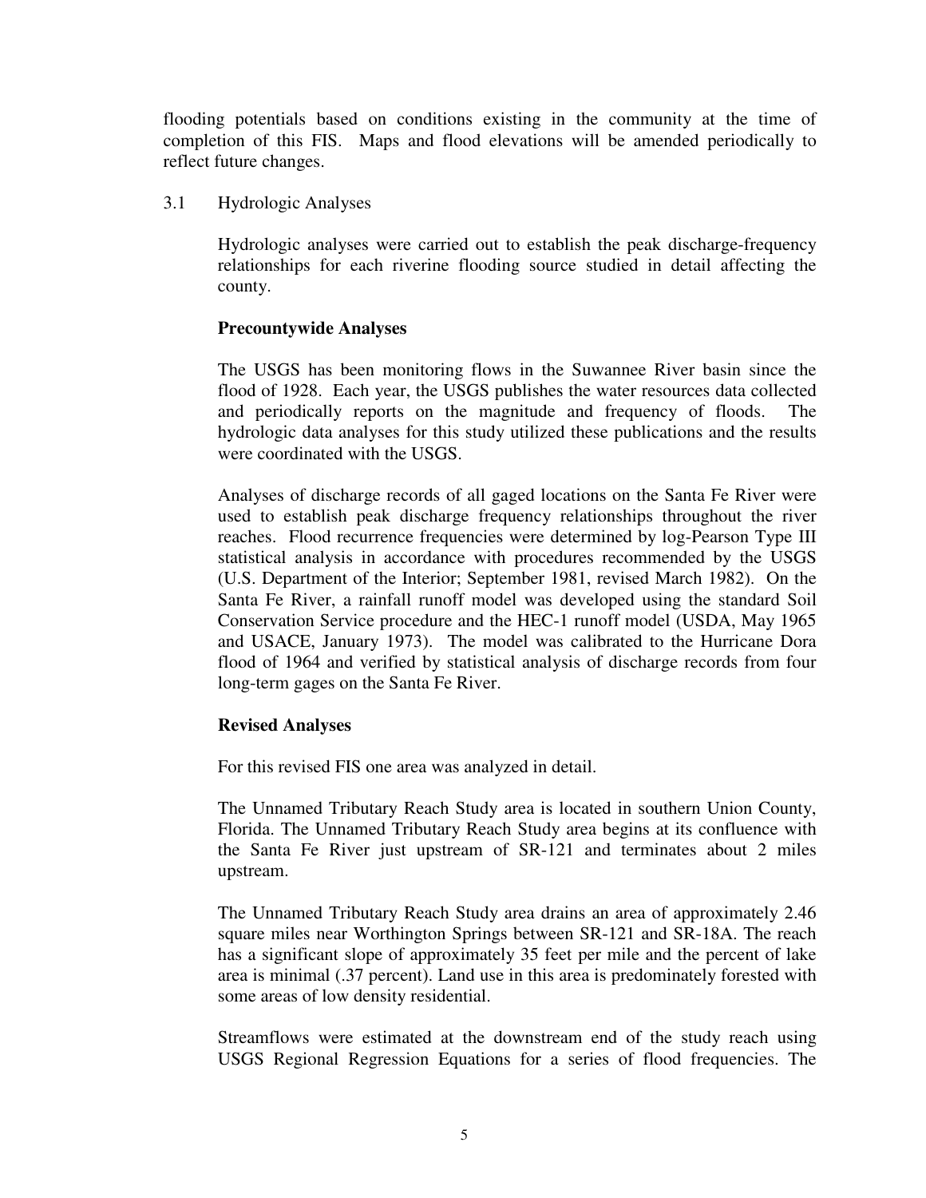flooding potentials based on conditions existing in the community at the time of completion of this FIS. Maps and flood elevations will be amended periodically to reflect future changes.

## 3.1 Hydrologic Analyses

Hydrologic analyses were carried out to establish the peak discharge-frequency relationships for each riverine flooding source studied in detail affecting the county.

**Precountywide Analyses**

The USGS has been monitoring flows in the Suwannee River basin since the flood of 1928. Each year, the USGS publishes the water resources data collected and periodically reports on the magnitude and frequency of floods. The hydrologic data analyses for this study utilized these publications and the results were coordinated with the USGS.

Analyses of discharge records of all gaged locations on the Santa Fe River were used to establish peak discharge frequency relationships throughout the river reaches. Flood recurrence frequencies were determined by log-Pearson Type III statistical analysis in accordance with procedures recommended by the USGS (U.S. Department of the Interior; September 1981, revised March 1982). On the Santa Fe River, a rainfall runoff model was developed using the standard Soil Conservation Service procedure and the HEC-1 runoff model (USDA, May 1965 and USACE, January 1973). The model was calibrated to the Hurricane Dora flood of 1964 and verified by statistical analysis of discharge records from four long-term gages on the Santa Fe River.

**Revised Analyses**

For this revised FIS one area was analyzed in detail.

The Unnamed Tributary Reach Study area is located in southern Union County, Florida. The Unnamed Tributary Reach Study area begins at its confluence with the Santa Fe River just upstream of SR-121 and terminates about 2 miles upstream.

The Unnamed Tributary Reach Study area drains an area of approximately 2.46 square miles near Worthington Springs between SR-121 and SR-18A. The reach has a significant slope of approximately 35 feet per mile and the percent of lake area is minimal (.37 percent). Land use in this area is predominately forested with some areas of low density residential.

Streamflows were estimated at the downstream end of the study reach using USGS Regional Regression Equations for a series of flood frequencies. The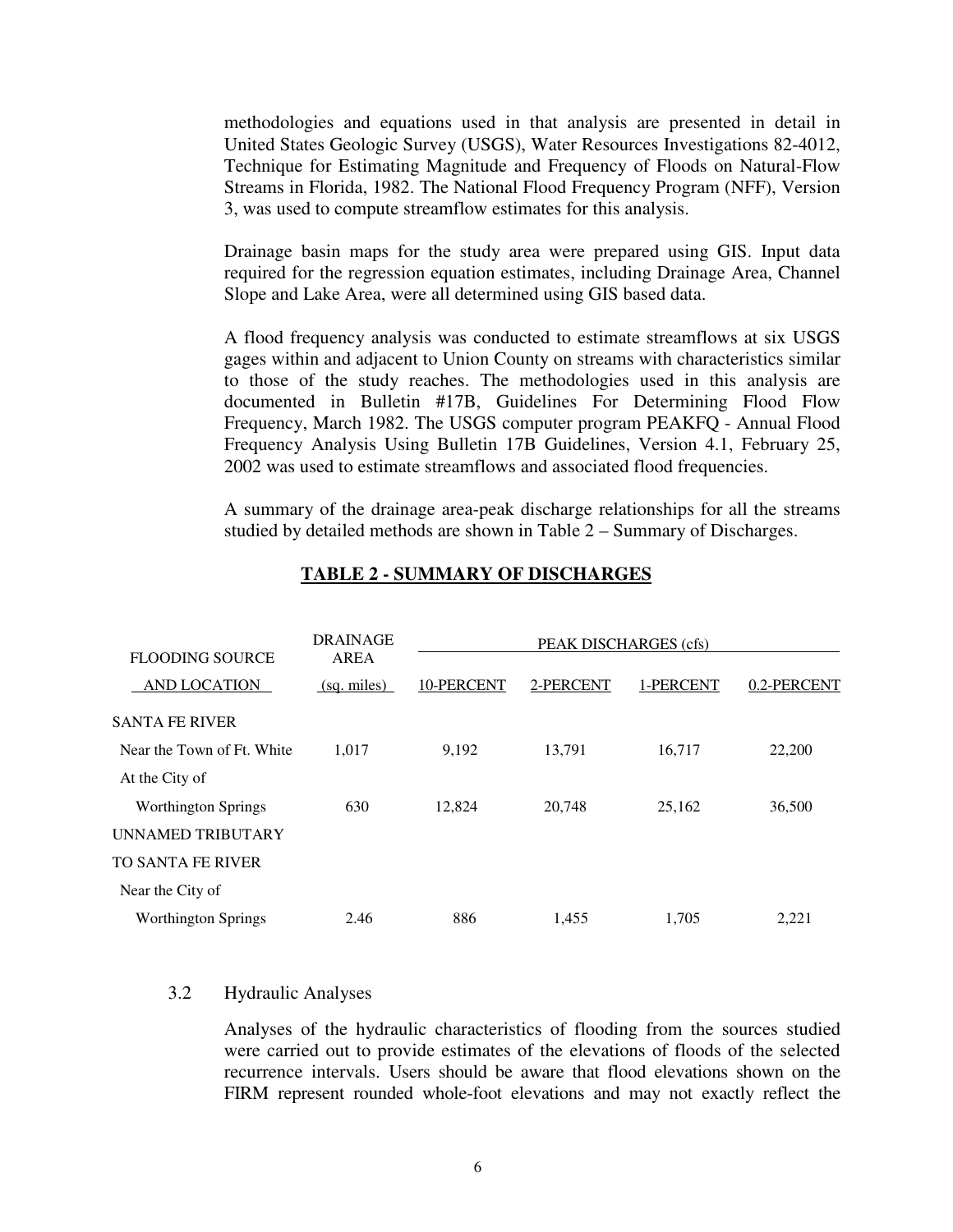methodologies and equations used in that analysis are presented in detail in United States Geologic Survey (USGS), Water Resources Investigations 82-4012, Technique for Estimating Magnitude and Frequency of Floods on Natural-Flow Streams in Florida, 1982. The National Flood Frequency Program (NFF), Version 3, was used to compute streamflow estimates for this analysis.

Drainage basin maps for the study area were prepared using GIS. Input data required for the regression equation estimates, including Drainage Area, Channel Slope and Lake Area, were all determined using GIS based data.

A flood frequency analysis was conducted to estimate streamflows at six USGS gages within and adjacent to Union County on streams with characteristics similar to those of the study reaches. The methodologies used in this analysis are documented in Bulletin #17B, Guidelines For Determining Flood Flow Frequency, March 1982. The USGS computer program PEAKFQ - Annual Flood Frequency Analysis Using Bulletin 17B Guidelines, Version 4.1, February 25, 2002 was used to estimate streamflows and associated flood frequencies.

A summary of the drainage area-peak discharge relationships for all the streams studied by detailed methods are shown in Table 2 – Summary of Discharges.

**TABLE 2 - SUMMARY OF DISCHARGES**

| FLOODING SOURCE AND LOCATION | DRAINAGE AREA (sq. miles) | PEAK DISCHARGES (cfs) | | | |
|---|---|---|---|---|---|
| | | 10-PERCENT | 2-PERCENT | 1-PERCENT | 0.2-PERCENT |
| SANTA FE RIVER | | | | | |
| Near the Town of Ft. White | 1,017 | 9,192 | 13,791 | 16,717 | 22,200 |
| At the City of Worthington Springs | 630 | 12,824 | 20,748 | 25,162 | 36,500 |
| UNNAMED TRIBUTARY TO SANTA FE RIVER | | | | | |
| Near the City of Worthington Springs | 2.46 | 886 | 1,455 | 1,705 | 2,221 |

## 3.2 Hydraulic Analyses

Analyses of the hydraulic characteristics of flooding from the sources studied were carried out to provide estimates of the elevations of floods of the selected recurrence intervals. Users should be aware that flood elevations shown on the FIRM represent rounded whole-foot elevations and may not exactly reflect the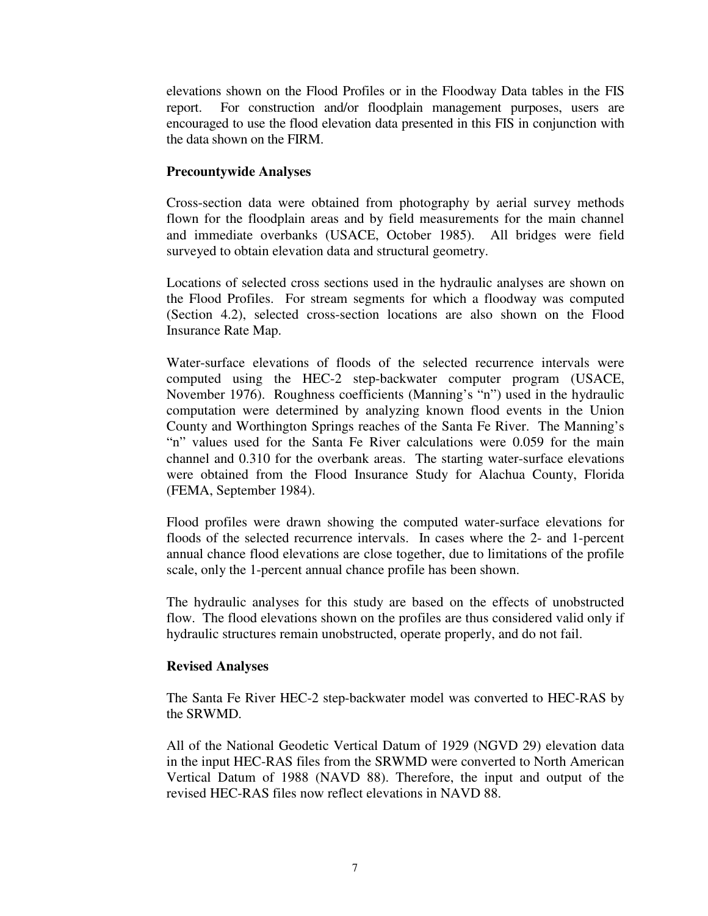elevations shown on the Flood Profiles or in the Floodway Data tables in the FIS report. For construction and/or floodplain management purposes, users are encouraged to use the flood elevation data presented in this FIS in conjunction with the data shown on the FIRM.

**Precountywide Analyses**

Cross-section data were obtained from photography by aerial survey methods flown for the floodplain areas and by field measurements for the main channel and immediate overbanks (USACE, October 1985). All bridges were field surveyed to obtain elevation data and structural geometry.

Locations of selected cross sections used in the hydraulic analyses are shown on the Flood Profiles. For stream segments for which a floodway was computed (Section 4.2), selected cross-section locations are also shown on the Flood Insurance Rate Map.

Water-surface elevations of floods of the selected recurrence intervals were computed using the HEC-2 step-backwater computer program (USACE, November 1976). Roughness coefficients (Manning's "n") used in the hydraulic computation were determined by analyzing known flood events in the Union County and Worthington Springs reaches of the Santa Fe River. The Manning's "n" values used for the Santa Fe River calculations were 0.059 for the main channel and 0.310 for the overbank areas. The starting water-surface elevations were obtained from the Flood Insurance Study for Alachua County, Florida (FEMA, September 1984).

Flood profiles were drawn showing the computed water-surface elevations for floods of the selected recurrence intervals. In cases where the 2- and 1-percent annual chance flood elevations are close together, due to limitations of the profile scale, only the 1-percent annual chance profile has been shown.

The hydraulic analyses for this study are based on the effects of unobstructed flow. The flood elevations shown on the profiles are thus considered valid only if hydraulic structures remain unobstructed, operate properly, and do not fail.

**Revised Analyses**

The Santa Fe River HEC-2 step-backwater model was converted to HEC-RAS by the SRWMD.

All of the National Geodetic Vertical Datum of 1929 (NGVD 29) elevation data in the input HEC-RAS files from the SRWMD were converted to North American Vertical Datum of 1988 (NAVD 88). Therefore, the input and output of the revised HEC-RAS files now reflect elevations in NAVD 88.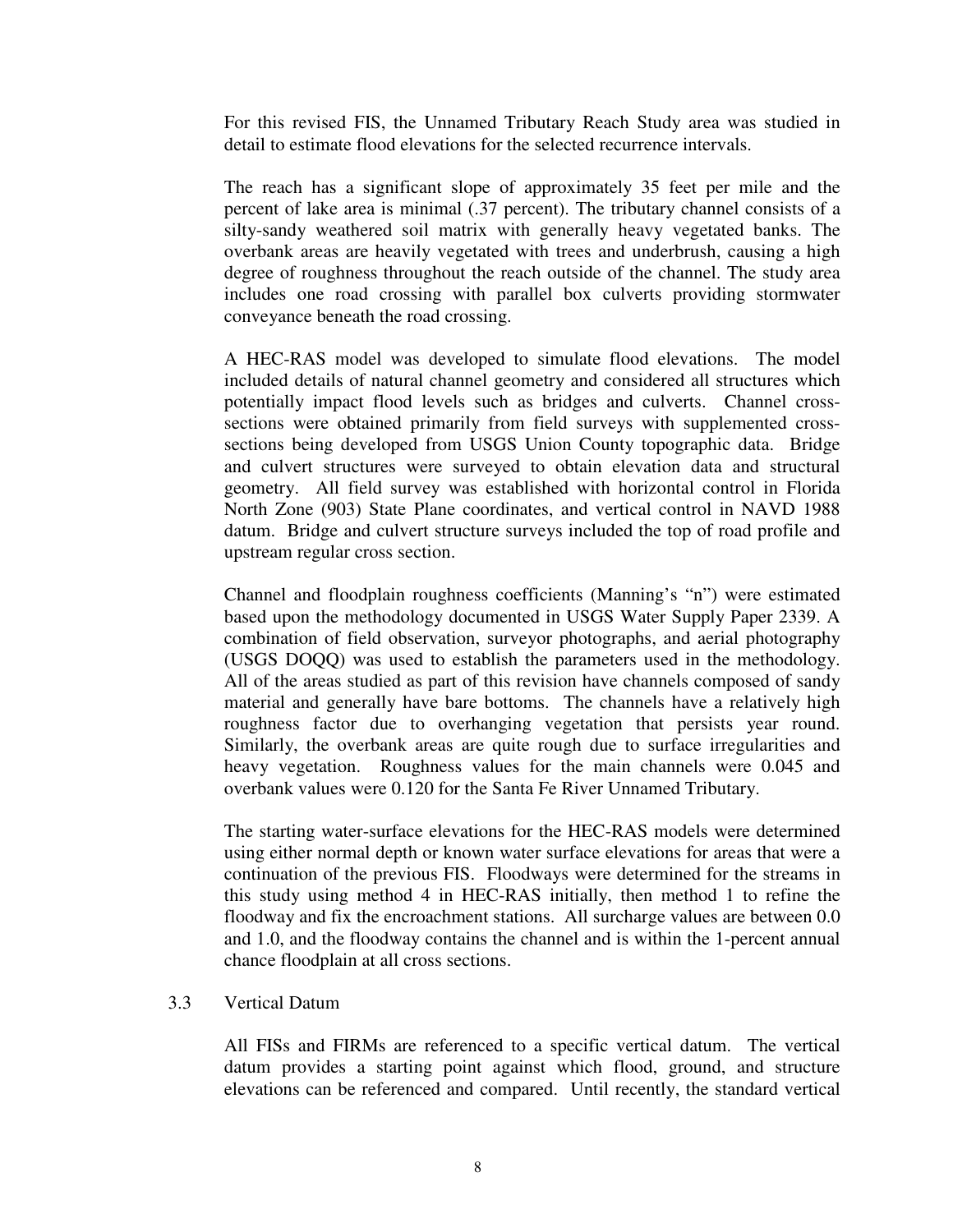For this revised FIS, the Unnamed Tributary Reach Study area was studied in detail to estimate flood elevations for the selected recurrence intervals.

The reach has a significant slope of approximately 35 feet per mile and the percent of lake area is minimal (.37 percent). The tributary channel consists of a silty-sandy weathered soil matrix with generally heavy vegetated banks. The overbank areas are heavily vegetated with trees and underbrush, causing a high degree of roughness throughout the reach outside of the channel. The study area includes one road crossing with parallel box culverts providing stormwater conveyance beneath the road crossing.

A HEC-RAS model was developed to simulate flood elevations. The model included details of natural channel geometry and considered all structures which potentially impact flood levels such as bridges and culverts. Channel cross-sections were obtained primarily from field surveys with supplemented cross-sections being developed from USGS Union County topographic data. Bridge and culvert structures were surveyed to obtain elevation data and structural geometry. All field survey was established with horizontal control in Florida North Zone (903) State Plane coordinates, and vertical control in NAVD 1988 datum. Bridge and culvert structure surveys included the top of road profile and upstream regular cross section.

Channel and floodplain roughness coefficients (Manning's "n") were estimated based upon the methodology documented in USGS Water Supply Paper 2339. A combination of field observation, surveyor photographs, and aerial photography (USGS DOQQ) was used to establish the parameters used in the methodology. All of the areas studied as part of this revision have channels composed of sandy material and generally have bare bottoms. The channels have a relatively high roughness factor due to overhanging vegetation that persists year round. Similarly, the overbank areas are quite rough due to surface irregularities and heavy vegetation. Roughness values for the main channels were 0.045 and overbank values were 0.120 for the Santa Fe River Unnamed Tributary.

The starting water-surface elevations for the HEC-RAS models were determined using either normal depth or known water surface elevations for areas that were a continuation of the previous FIS. Floodways were determined for the streams in this study using method 4 in HEC-RAS initially, then method 1 to refine the floodway and fix the encroachment stations. All surcharge values are between 0.0 and 1.0, and the floodway contains the channel and is within the 1-percent annual chance floodplain at all cross sections.

## 3.3 Vertical Datum

All FISs and FIRMs are referenced to a specific vertical datum. The vertical datum provides a starting point against which flood, ground, and structure elevations can be referenced and compared. Until recently, the standard vertical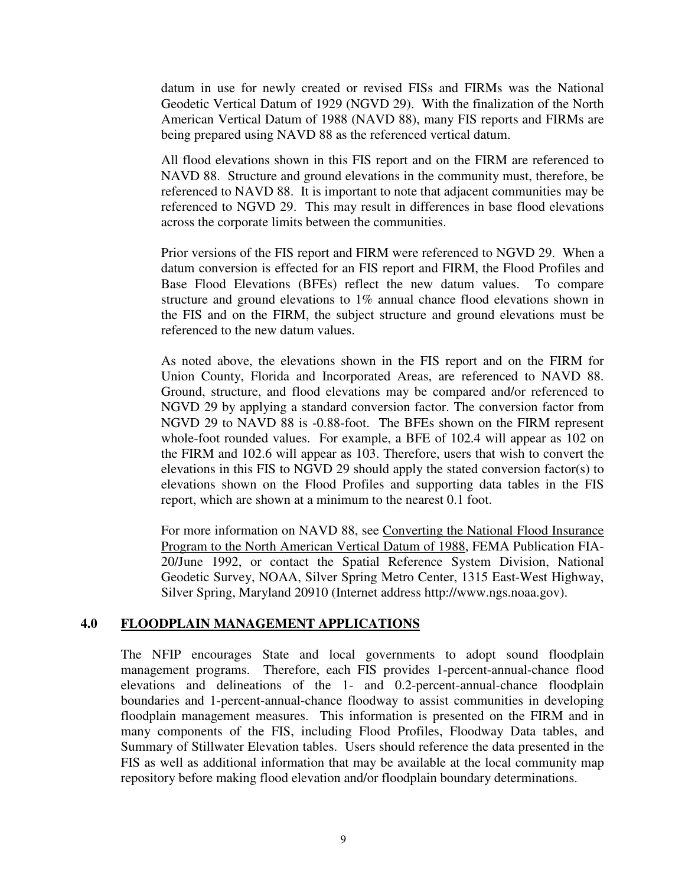datum in use for newly created or revised FISs and FIRMs was the National Geodetic Vertical Datum of 1929 (NGVD 29). With the finalization of the North American Vertical Datum of 1988 (NAVD 88), many FIS reports and FIRMs are being prepared using NAVD 88 as the referenced vertical datum.

All flood elevations shown in this FIS report and on the FIRM are referenced to NAVD 88. Structure and ground elevations in the community must, therefore, be referenced to NAVD 88. It is important to note that adjacent communities may be referenced to NGVD 29. This may result in differences in base flood elevations across the corporate limits between the communities.

Prior versions of the FIS report and FIRM were referenced to NGVD 29. When a datum conversion is effected for an FIS report and FIRM, the Flood Profiles and Base Flood Elevations (BFEs) reflect the new datum values. To compare structure and ground elevations to 1% annual chance flood elevations shown in the FIS and on the FIRM, the subject structure and ground elevations must be referenced to the new datum values.

As noted above, the elevations shown in the FIS report and on the FIRM for Union County, Florida and Incorporated Areas, are referenced to NAVD 88. Ground, structure, and flood elevations may be compared and/or referenced to NGVD 29 by applying a standard conversion factor. The conversion factor from NGVD 29 to NAVD 88 is -0.88-foot. The BFEs shown on the FIRM represent whole-foot rounded values. For example, a BFE of 102.4 will appear as 102 on the FIRM and 102.6 will appear as 103. Therefore, users that wish to convert the elevations in this FIS to NGVD 29 should apply the stated conversion factor(s) to elevations shown on the Flood Profiles and supporting data tables in the FIS report, which are shown at a minimum to the nearest 0.1 foot.

For more information on NAVD 88, see Converting the National Flood Insurance Program to the North American Vertical Datum of 1988, FEMA Publication FIA-20/June 1992, or contact the Spatial Reference System Division, National Geodetic Survey, NOAA, Silver Spring Metro Center, 1315 East-West Highway, Silver Spring, Maryland 20910 (Internet address http://www.ngs.noaa.gov).

## 4.0 FLOODPLAIN MANAGEMENT APPLICATIONS

The NFIP encourages State and local governments to adopt sound floodplain management programs. Therefore, each FIS provides 1-percent-annual-chance flood elevations and delineations of the 1- and 0.2-percent-annual-chance floodplain boundaries and 1-percent-annual-chance floodway to assist communities in developing floodplain management measures. This information is presented on the FIRM and in many components of the FIS, including Flood Profiles, Floodway Data tables, and Summary of Stillwater Elevation tables. Users should reference the data presented in the FIS as well as additional information that may be available at the local community map repository before making flood elevation and/or floodplain boundary determinations.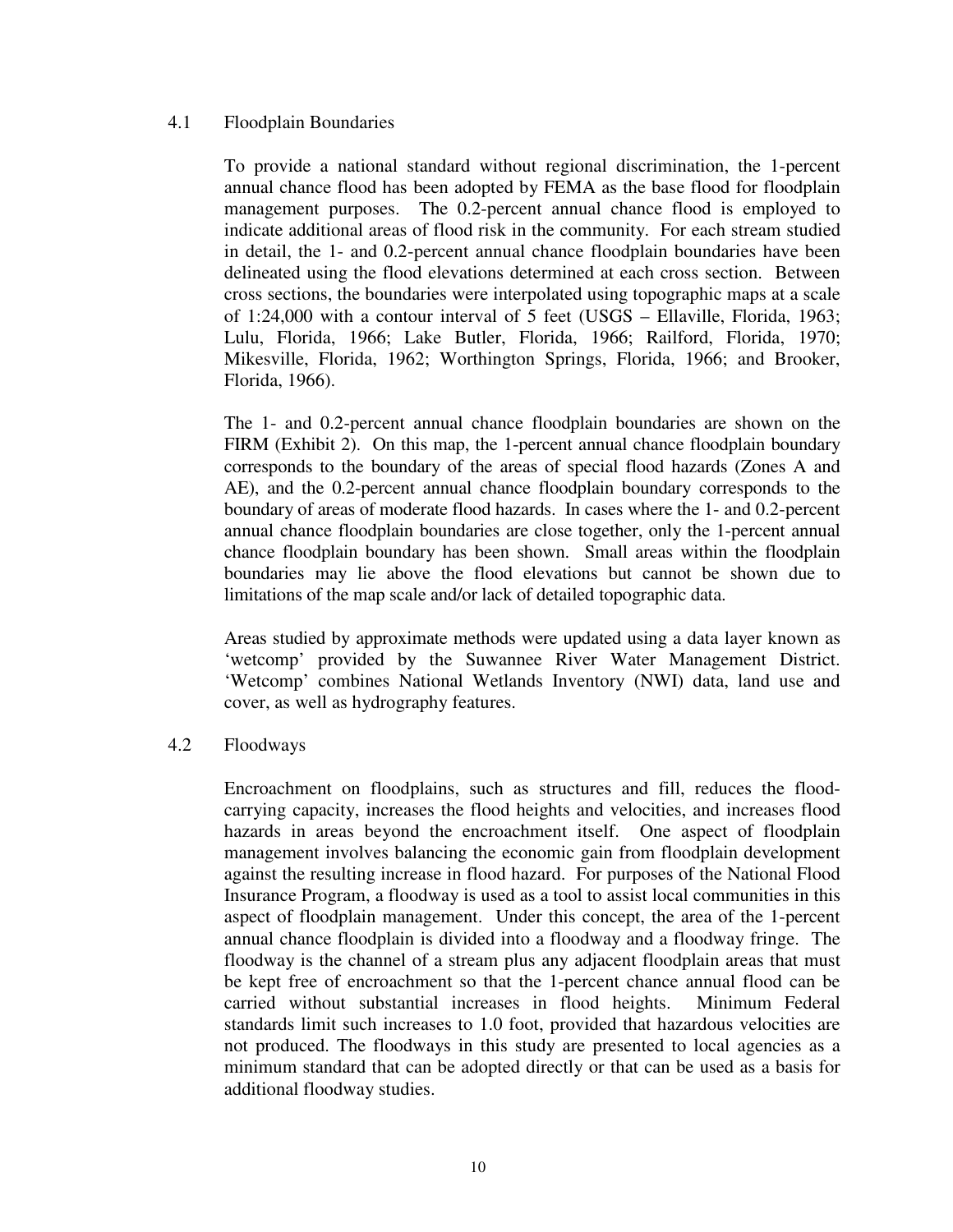## 4.1 Floodplain Boundaries

To provide a national standard without regional discrimination, the 1-percent annual chance flood has been adopted by FEMA as the base flood for floodplain management purposes. The 0.2-percent annual chance flood is employed to indicate additional areas of flood risk in the community. For each stream studied in detail, the 1- and 0.2-percent annual chance floodplain boundaries have been delineated using the flood elevations determined at each cross section. Between cross sections, the boundaries were interpolated using topographic maps at a scale of 1:24,000 with a contour interval of 5 feet (USGS – Ellaville, Florida, 1963; Lulu, Florida, 1966; Lake Butler, Florida, 1966; Railford, Florida, 1970; Mikesville, Florida, 1962; Worthington Springs, Florida, 1966; and Brooker, Florida, 1966).

The 1- and 0.2-percent annual chance floodplain boundaries are shown on the FIRM (Exhibit 2). On this map, the 1-percent annual chance floodplain boundary corresponds to the boundary of the areas of special flood hazards (Zones A and AE), and the 0.2-percent annual chance floodplain boundary corresponds to the boundary of areas of moderate flood hazards. In cases where the 1- and 0.2-percent annual chance floodplain boundaries are close together, only the 1-percent annual chance floodplain boundary has been shown. Small areas within the floodplain boundaries may lie above the flood elevations but cannot be shown due to limitations of the map scale and/or lack of detailed topographic data.

Areas studied by approximate methods were updated using a data layer known as 'wetcomp' provided by the Suwannee River Water Management District. 'Wetcomp' combines National Wetlands Inventory (NWI) data, land use and cover, as well as hydrography features.

## 4.2 Floodways

Encroachment on floodplains, such as structures and fill, reduces the flood-carrying capacity, increases the flood heights and velocities, and increases flood hazards in areas beyond the encroachment itself. One aspect of floodplain management involves balancing the economic gain from floodplain development against the resulting increase in flood hazard. For purposes of the National Flood Insurance Program, a floodway is used as a tool to assist local communities in this aspect of floodplain management. Under this concept, the area of the 1-percent annual chance floodplain is divided into a floodway and a floodway fringe. The floodway is the channel of a stream plus any adjacent floodplain areas that must be kept free of encroachment so that the 1-percent chance annual flood can be carried without substantial increases in flood heights. Minimum Federal standards limit such increases to 1.0 foot, provided that hazardous velocities are not produced. The floodways in this study are presented to local agencies as a minimum standard that can be adopted directly or that can be used as a basis for additional floodway studies.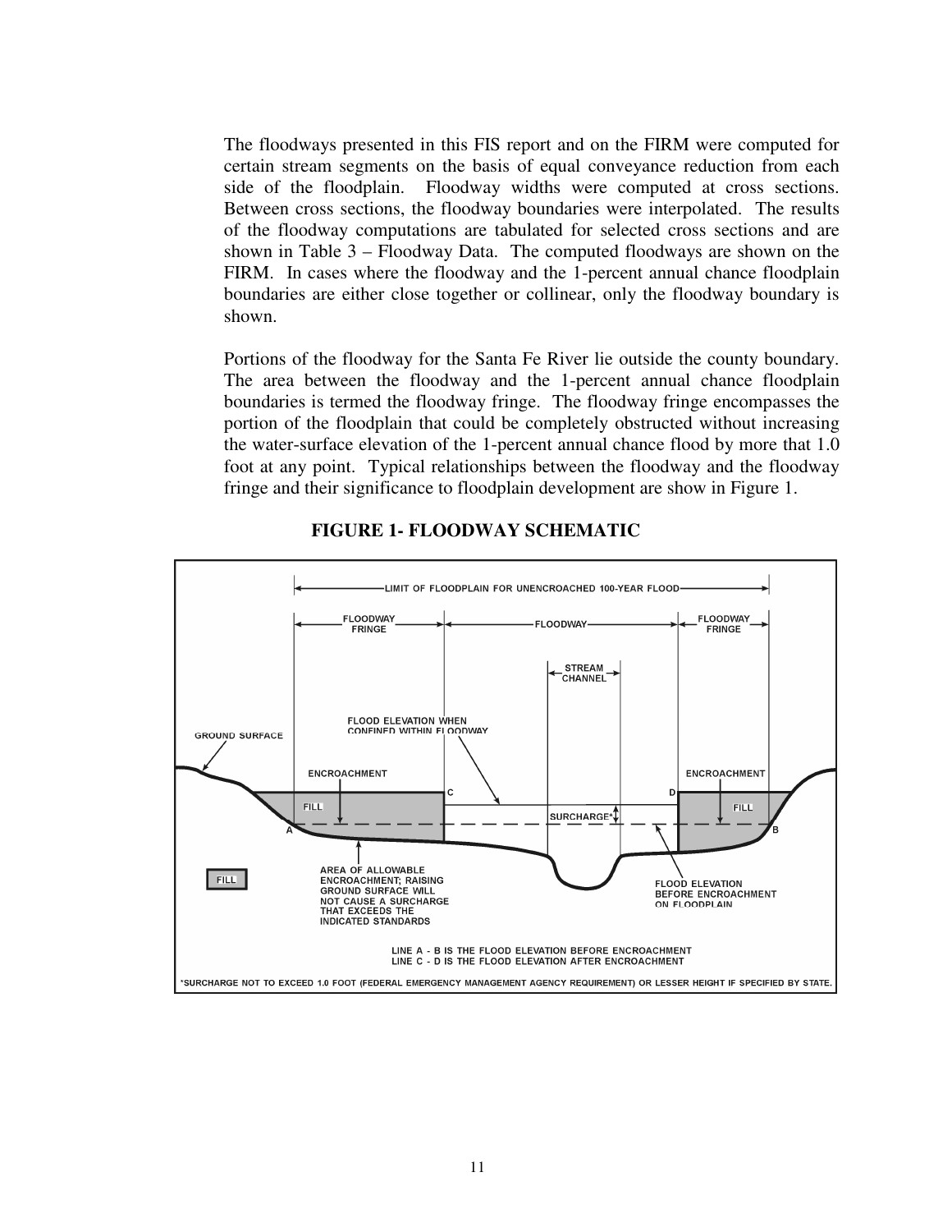The floodways presented in this FIS report and on the FIRM were computed for certain stream segments on the basis of equal conveyance reduction from each side of the floodplain. Floodway widths were computed at cross sections. Between cross sections, the floodway boundaries were interpolated. The results of the floodway computations are tabulated for selected cross sections and are shown in Table 3 – Floodway Data. The computed floodways are shown on the FIRM. In cases where the floodway and the 1-percent annual chance floodplain boundaries are either close together or collinear, only the floodway boundary is shown.

Portions of the floodway for the Santa Fe River lie outside the county boundary. The area between the floodway and the 1-percent annual chance floodplain boundaries is termed the floodway fringe. The floodway fringe encompasses the portion of the floodplain that could be completely obstructed without increasing the water-surface elevation of the 1-percent annual chance flood by more that 1.0 foot at any point. Typical relationships between the floodway and the floodway fringe and their significance to floodplain development are show in Figure 1.

**FIGURE 1- FLOODWAY SCHEMATIC**

LIMIT OF FLOODPLAIN FOR UNENCROACHED 100-YEAR FLOOD

FLOODWAY FRINGE — FLOODWAY — FLOODWAY FRINGE

STREAM CHANNEL

FLOOD ELEVATION WHEN CONFINED WITHIN FLOODWAY

GROUND SURFACE

ENCROACHMENT

FILL

SURCHARGE*

AREA OF ALLOWABLE ENCROACHMENT; RAISING GROUND SURFACE WILL NOT CAUSE A SURCHARGE THAT EXCEEDS THE INDICATED STANDARDS

FLOOD ELEVATION BEFORE ENCROACHMENT ON FLOODPLAIN

LINE A - B IS THE FLOOD ELEVATION BEFORE ENCROACHMENT
LINE C - D IS THE FLOOD ELEVATION AFTER ENCROACHMENT

*SURCHARGE NOT TO EXCEED 1.0 FOOT (FEDERAL EMERGENCY MANAGEMENT AGENCY REQUIREMENT) OR LESSER HEIGHT IF SPECIFIED BY STATE.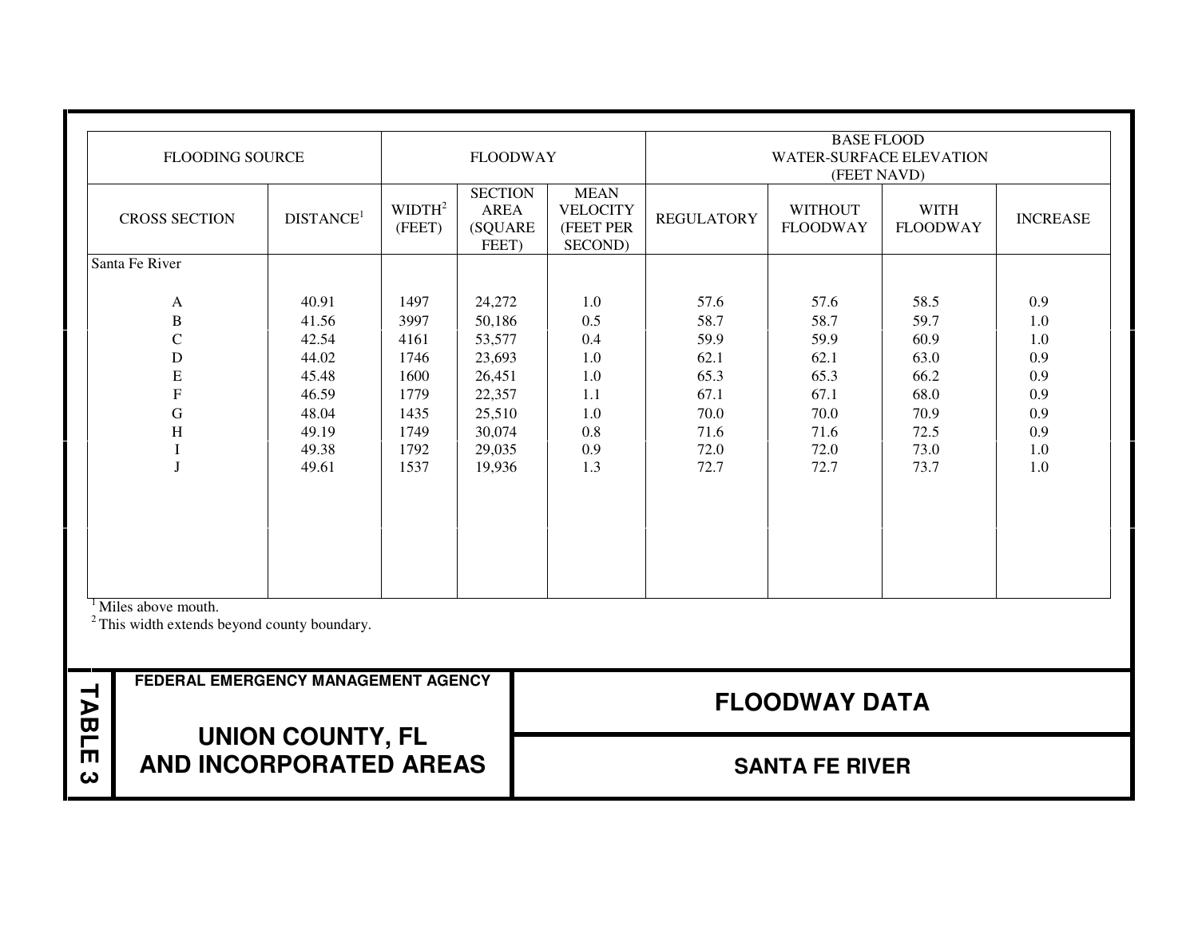| FLOODING SOURCE | | FLOODWAY | | | BASE FLOOD WATER-SURFACE ELEVATION (FEET NAVD) | | | |
|---|---|---|---|---|---|---|---|---|
| CROSS SECTION | DISTANCE[1] | WIDTH[2] (FEET) | SECTION AREA (SQUARE FEET) | MEAN VELOCITY (FEET PER SECOND) | REGULATORY | WITHOUT FLOODWAY | WITH FLOODWAY | INCREASE |
| Santa Fe River | | | | | | | | |
| A | 40.91 | 1497 | 24,272 | 1.0 | 57.6 | 57.6 | 58.5 | 0.9 |
| B | 41.56 | 3997 | 50,186 | 0.5 | 58.7 | 58.7 | 59.7 | 1.0 |
| C | 42.54 | 4161 | 53,577 | 0.4 | 59.9 | 59.9 | 60.9 | 1.0 |
| D | 44.02 | 1746 | 23,693 | 1.0 | 62.1 | 62.1 | 63.0 | 0.9 |
| E | 45.48 | 1600 | 26,451 | 1.0 | 65.3 | 65.3 | 66.2 | 0.9 |
| F | 46.59 | 1779 | 22,357 | 1.1 | 67.1 | 67.1 | 68.0 | 0.9 |
| G | 48.04 | 1435 | 25,510 | 1.0 | 70.0 | 70.0 | 70.9 | 0.9 |
| H | 49.19 | 1749 | 30,074 | 0.8 | 71.6 | 71.6 | 72.5 | 0.9 |
| I | 49.38 | 1792 | 29,035 | 0.9 | 72.0 | 72.0 | 73.0 | 1.0 |
| J | 49.61 | 1537 | 19,936 | 1.3 | 72.7 | 72.7 | 73.7 | 1.0 |

[1] Miles above mouth.
[2] This width extends beyond county boundary.

**TABLE 3**

**FEDERAL EMERGENCY MANAGEMENT AGENCY**

**UNION COUNTY, FL AND INCORPORATED AREAS**

**FLOODWAY DATA**

**SANTA FE RIVER**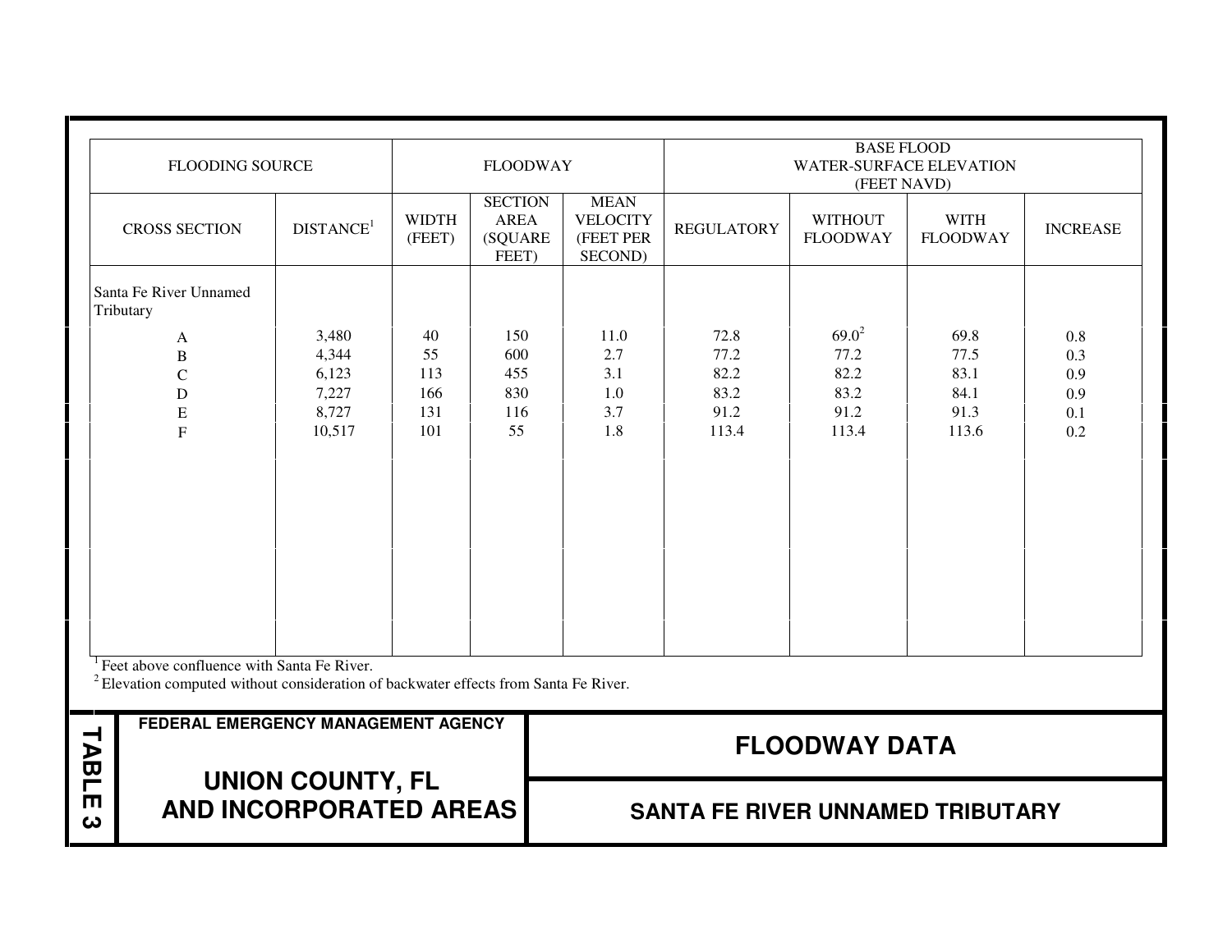| FLOODING SOURCE | | FLOODWAY | | | BASE FLOOD WATER-SURFACE ELEVATION (FEET NAVD) | | | |
|---|---|---|---|---|---|---|---|---|
| CROSS SECTION | DISTANCE[1] | WIDTH (FEET) | SECTION AREA (SQUARE FEET) | MEAN VELOCITY (FEET PER SECOND) | REGULATORY | WITHOUT FLOODWAY | WITH FLOODWAY | INCREASE |
| Santa Fe River Unnamed Tributary | | | | | | | | |
| A | 3,480 | 40 | 150 | 11.0 | 72.8 | 69.0[2] | 69.8 | 0.8 |
| B | 4,344 | 55 | 600 | 2.7 | 77.2 | 77.2 | 77.5 | 0.3 |
| C | 6,123 | 113 | 455 | 3.1 | 82.2 | 82.2 | 83.1 | 0.9 |
| D | 7,227 | 166 | 830 | 1.0 | 83.2 | 83.2 | 84.1 | 0.9 |
| E | 8,727 | 131 | 116 | 3.7 | 91.2 | 91.2 | 91.3 | 0.1 |
| F | 10,517 | 101 | 55 | 1.8 | 113.4 | 113.4 | 113.6 | 0.2 |

[1] Feet above confluence with Santa Fe River.
[2] Elevation computed without consideration of backwater effects from Santa Fe River.

**TABLE 3**

**FEDERAL EMERGENCY MANAGEMENT AGENCY**

**UNION COUNTY, FL AND INCORPORATED AREAS**

**FLOODWAY DATA**

**SANTA FE RIVER UNNAMED TRIBUTARY**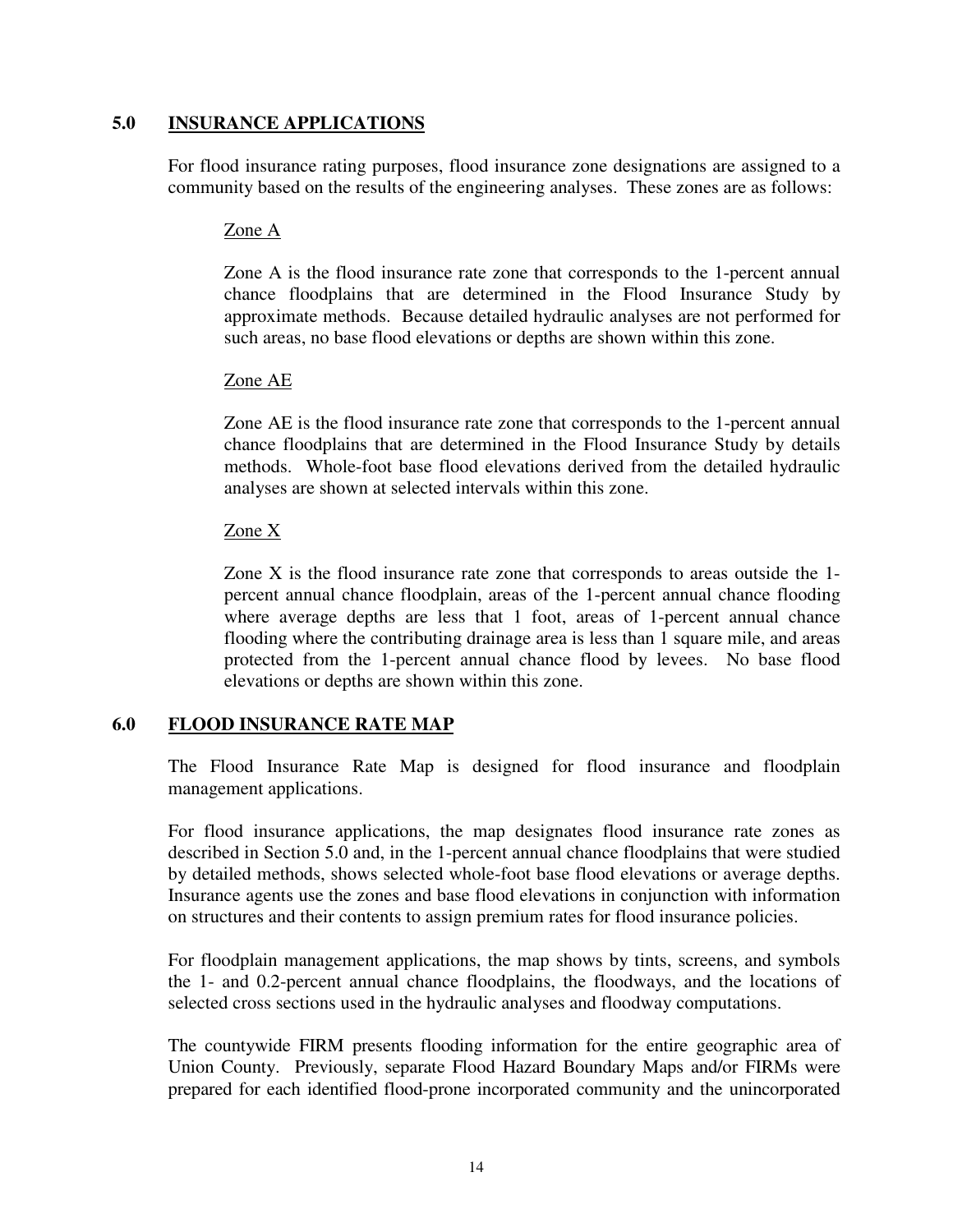## 5.0 INSURANCE APPLICATIONS

For flood insurance rating purposes, flood insurance zone designations are assigned to a community based on the results of the engineering analyses. These zones are as follows:

Zone A

Zone A is the flood insurance rate zone that corresponds to the 1-percent annual chance floodplains that are determined in the Flood Insurance Study by approximate methods. Because detailed hydraulic analyses are not performed for such areas, no base flood elevations or depths are shown within this zone.

Zone AE

Zone AE is the flood insurance rate zone that corresponds to the 1-percent annual chance floodplains that are determined in the Flood Insurance Study by details methods. Whole-foot base flood elevations derived from the detailed hydraulic analyses are shown at selected intervals within this zone.

Zone X

Zone X is the flood insurance rate zone that corresponds to areas outside the 1-percent annual chance floodplain, areas of the 1-percent annual chance flooding where average depths are less that 1 foot, areas of 1-percent annual chance flooding where the contributing drainage area is less than 1 square mile, and areas protected from the 1-percent annual chance flood by levees. No base flood elevations or depths are shown within this zone.

## 6.0 FLOOD INSURANCE RATE MAP

The Flood Insurance Rate Map is designed for flood insurance and floodplain management applications.

For flood insurance applications, the map designates flood insurance rate zones as described in Section 5.0 and, in the 1-percent annual chance floodplains that were studied by detailed methods, shows selected whole-foot base flood elevations or average depths. Insurance agents use the zones and base flood elevations in conjunction with information on structures and their contents to assign premium rates for flood insurance policies.

For floodplain management applications, the map shows by tints, screens, and symbols the 1- and 0.2-percent annual chance floodplains, the floodways, and the locations of selected cross sections used in the hydraulic analyses and floodway computations.

The countywide FIRM presents flooding information for the entire geographic area of Union County. Previously, separate Flood Hazard Boundary Maps and/or FIRMs were prepared for each identified flood-prone incorporated community and the unincorporated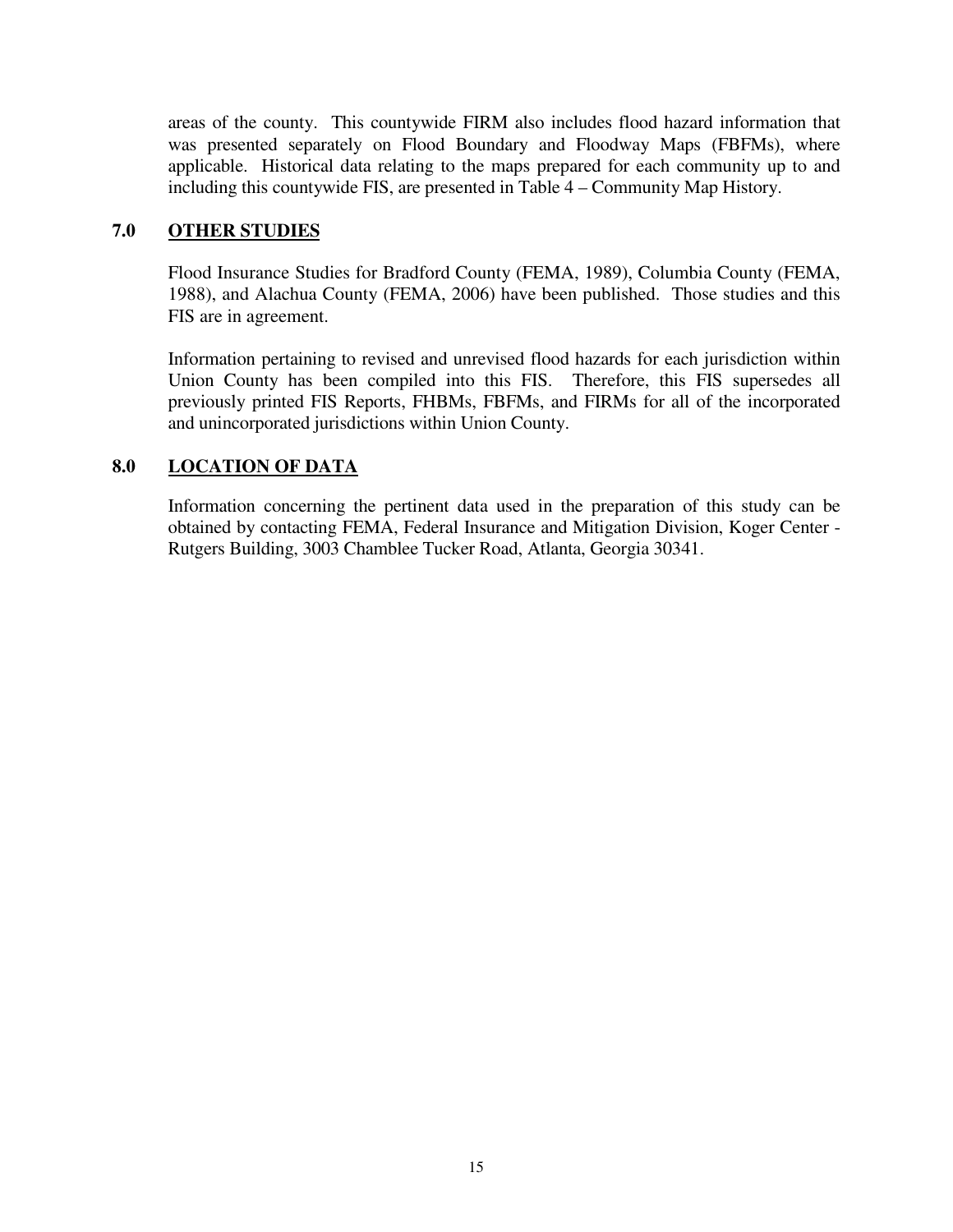areas of the county. This countywide FIRM also includes flood hazard information that was presented separately on Flood Boundary and Floodway Maps (FBFMs), where applicable. Historical data relating to the maps prepared for each community up to and including this countywide FIS, are presented in Table 4 – Community Map History.

## 7.0 OTHER STUDIES

Flood Insurance Studies for Bradford County (FEMA, 1989), Columbia County (FEMA, 1988), and Alachua County (FEMA, 2006) have been published. Those studies and this FIS are in agreement.

Information pertaining to revised and unrevised flood hazards for each jurisdiction within Union County has been compiled into this FIS. Therefore, this FIS supersedes all previously printed FIS Reports, FHBMs, FBFMs, and FIRMs for all of the incorporated and unincorporated jurisdictions within Union County.

## 8.0 LOCATION OF DATA

Information concerning the pertinent data used in the preparation of this study can be obtained by contacting FEMA, Federal Insurance and Mitigation Division, Koger Center - Rutgers Building, 3003 Chamblee Tucker Road, Atlanta, Georgia 30341.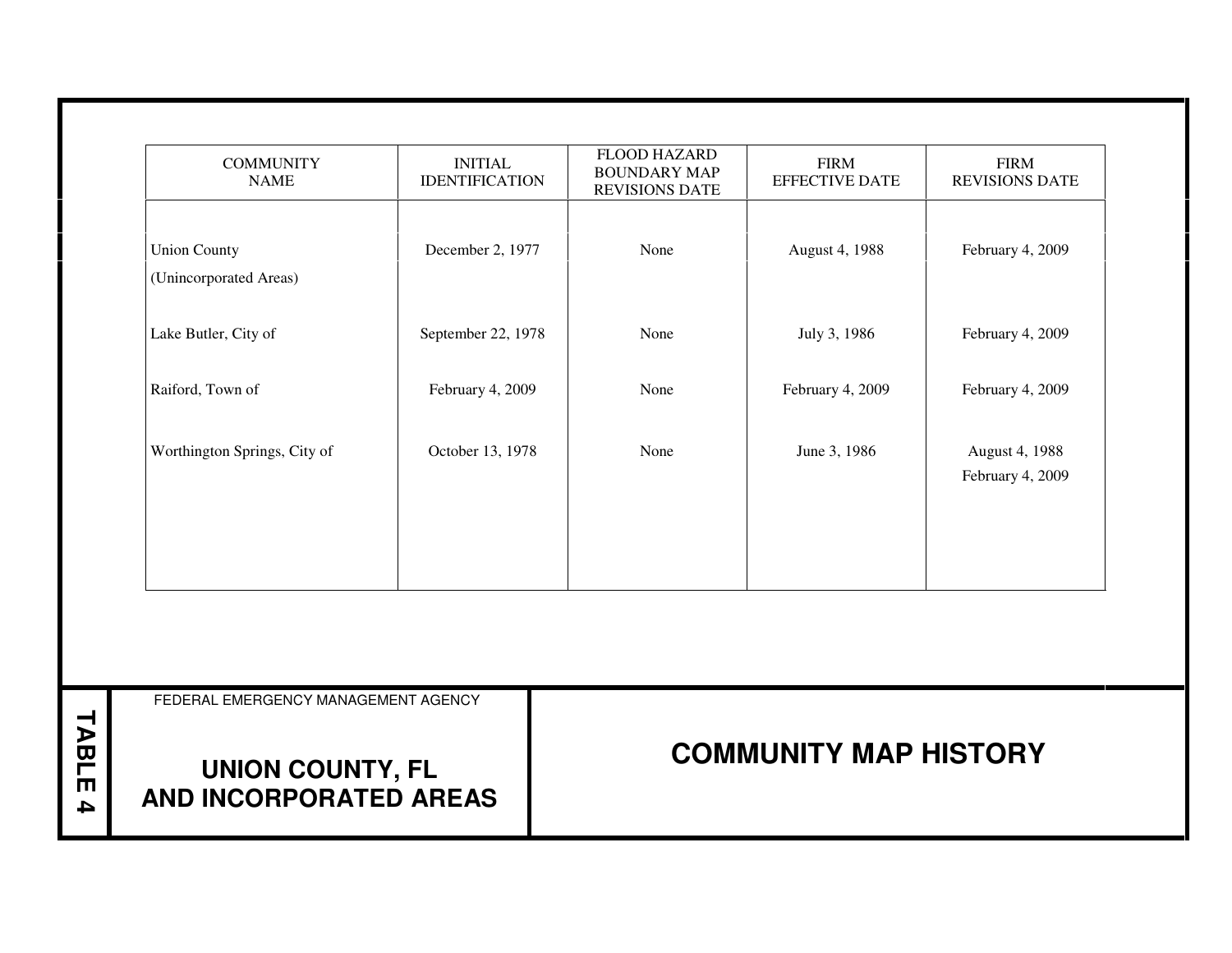| COMMUNITY NAME | INITIAL IDENTIFICATION | FLOOD HAZARD BOUNDARY MAP REVISIONS DATE | FIRM EFFECTIVE DATE | FIRM REVISIONS DATE |
|---|---|---|---|---|
| Union County (Unincorporated Areas) | December 2, 1977 | None | August 4, 1988 | February 4, 2009 |
| Lake Butler, City of | September 22, 1978 | None | July 3, 1986 | February 4, 2009 |
| Raiford, Town of | February 4, 2009 | None | February 4, 2009 | February 4, 2009 |
| Worthington Springs, City of | October 13, 1978 | None | June 3, 1986 | August 4, 1988<br>February 4, 2009 |

TABLE 4

FEDERAL EMERGENCY MANAGEMENT AGENCY

**UNION COUNTY, FL AND INCORPORATED AREAS**

**COMMUNITY MAP HISTORY**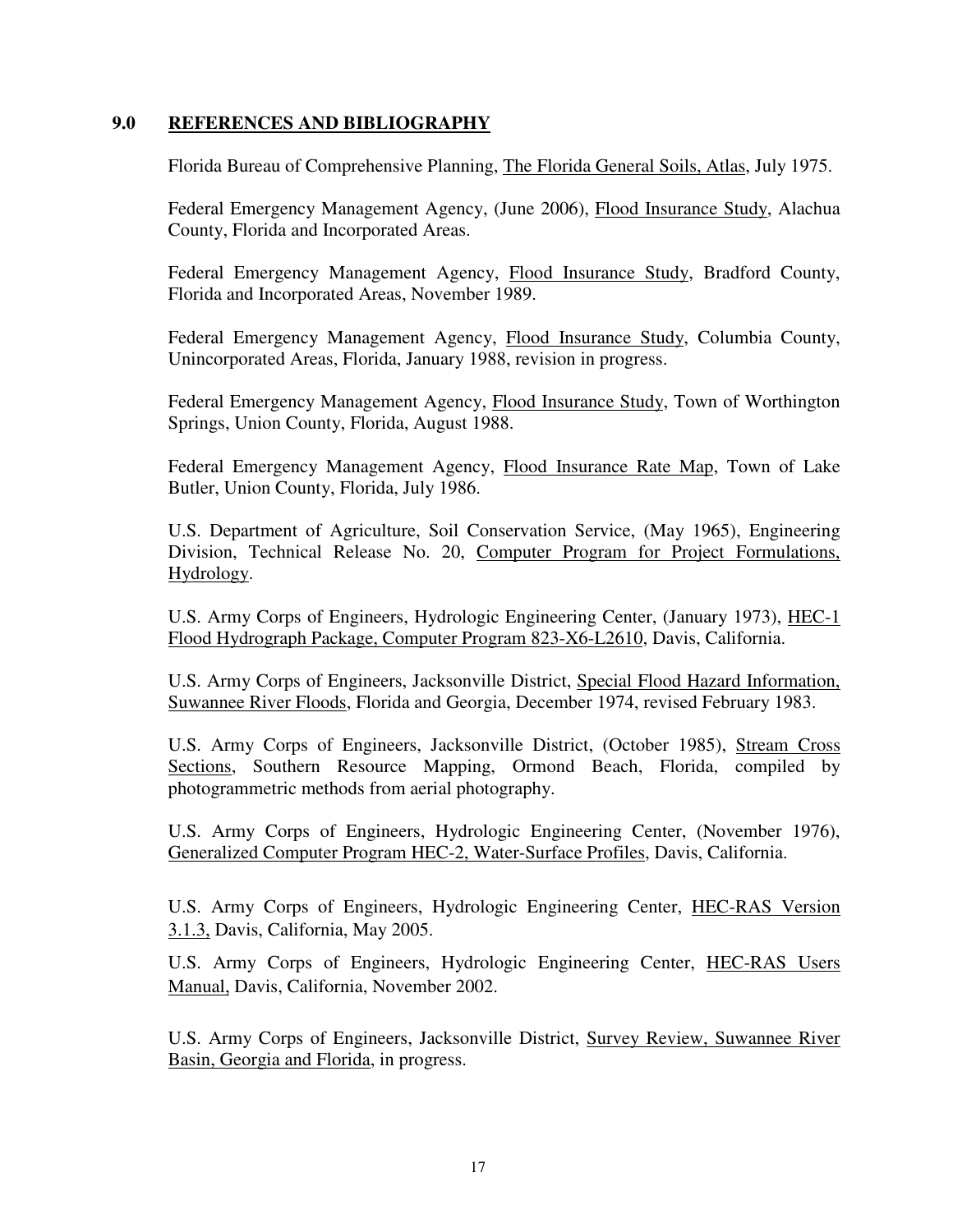## 9.0 REFERENCES AND BIBLIOGRAPHY

Florida Bureau of Comprehensive Planning, The Florida General Soils, Atlas, July 1975.

Federal Emergency Management Agency, (June 2006), Flood Insurance Study, Alachua County, Florida and Incorporated Areas.

Federal Emergency Management Agency, Flood Insurance Study, Bradford County, Florida and Incorporated Areas, November 1989.

Federal Emergency Management Agency, Flood Insurance Study, Columbia County, Unincorporated Areas, Florida, January 1988, revision in progress.

Federal Emergency Management Agency, Flood Insurance Study, Town of Worthington Springs, Union County, Florida, August 1988.

Federal Emergency Management Agency, Flood Insurance Rate Map, Town of Lake Butler, Union County, Florida, July 1986.

U.S. Department of Agriculture, Soil Conservation Service, (May 1965), Engineering Division, Technical Release No. 20, Computer Program for Project Formulations, Hydrology.

U.S. Army Corps of Engineers, Hydrologic Engineering Center, (January 1973), HEC-1 Flood Hydrograph Package, Computer Program 823-X6-L2610, Davis, California.

U.S. Army Corps of Engineers, Jacksonville District, Special Flood Hazard Information, Suwannee River Floods, Florida and Georgia, December 1974, revised February 1983.

U.S. Army Corps of Engineers, Jacksonville District, (October 1985), Stream Cross Sections, Southern Resource Mapping, Ormond Beach, Florida, compiled by photogrammetric methods from aerial photography.

U.S. Army Corps of Engineers, Hydrologic Engineering Center, (November 1976), Generalized Computer Program HEC-2, Water-Surface Profiles, Davis, California.

U.S. Army Corps of Engineers, Hydrologic Engineering Center, HEC-RAS Version 3.1.3, Davis, California, May 2005.

U.S. Army Corps of Engineers, Hydrologic Engineering Center, HEC-RAS Users Manual, Davis, California, November 2002.

U.S. Army Corps of Engineers, Jacksonville District, Survey Review, Suwannee River Basin, Georgia and Florida, in progress.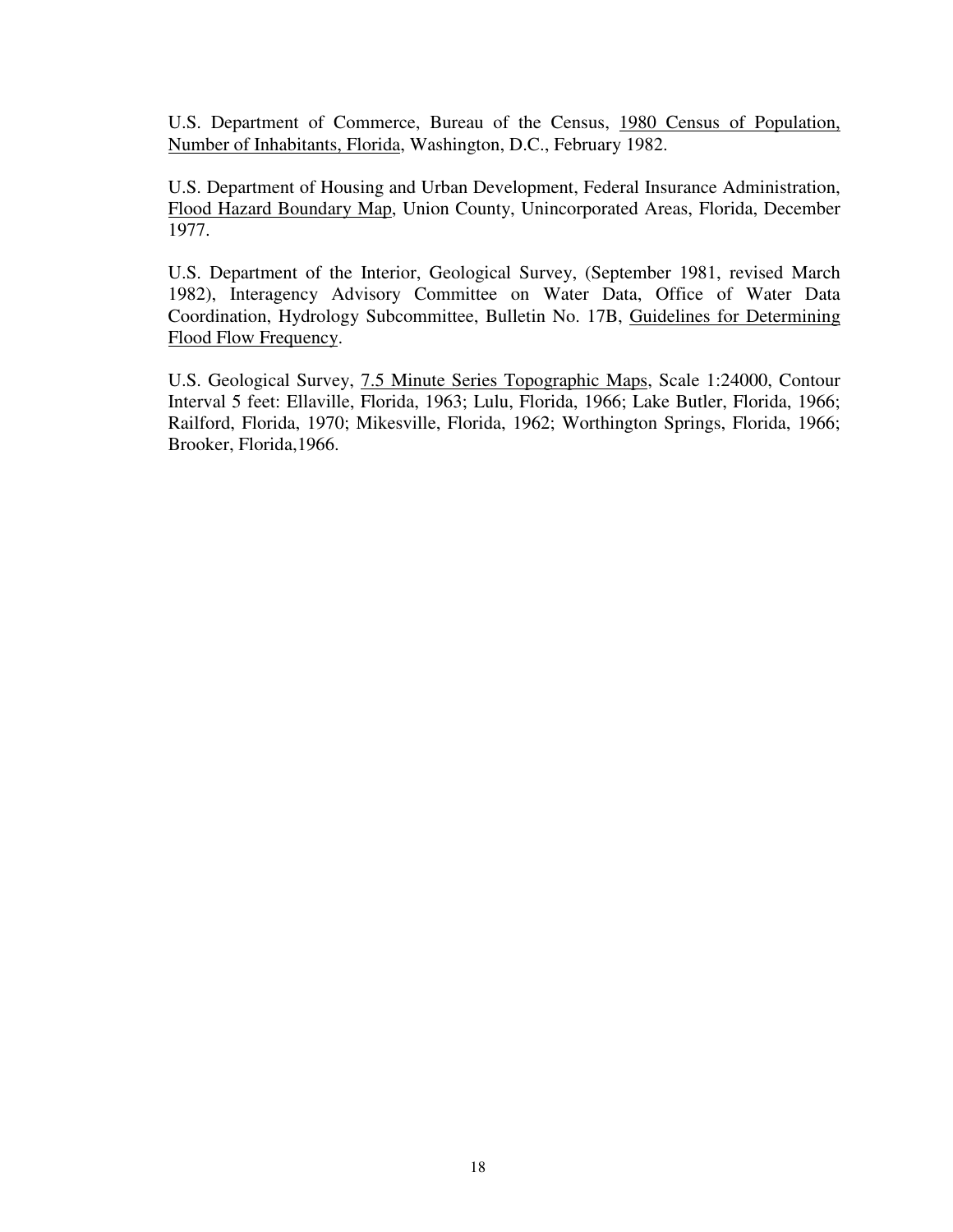U.S. Department of Commerce, Bureau of the Census, 1980 Census of Population, Number of Inhabitants, Florida, Washington, D.C., February 1982.

U.S. Department of Housing and Urban Development, Federal Insurance Administration, Flood Hazard Boundary Map, Union County, Unincorporated Areas, Florida, December 1977.

U.S. Department of the Interior, Geological Survey, (September 1981, revised March 1982), Interagency Advisory Committee on Water Data, Office of Water Data Coordination, Hydrology Subcommittee, Bulletin No. 17B, Guidelines for Determining Flood Flow Frequency.

U.S. Geological Survey, 7.5 Minute Series Topographic Maps, Scale 1:24000, Contour Interval 5 feet: Ellaville, Florida, 1963; Lulu, Florida, 1966; Lake Butler, Florida, 1966; Railford, Florida, 1970; Mikesville, Florida, 1962; Worthington Springs, Florida, 1966; Brooker, Florida,1966.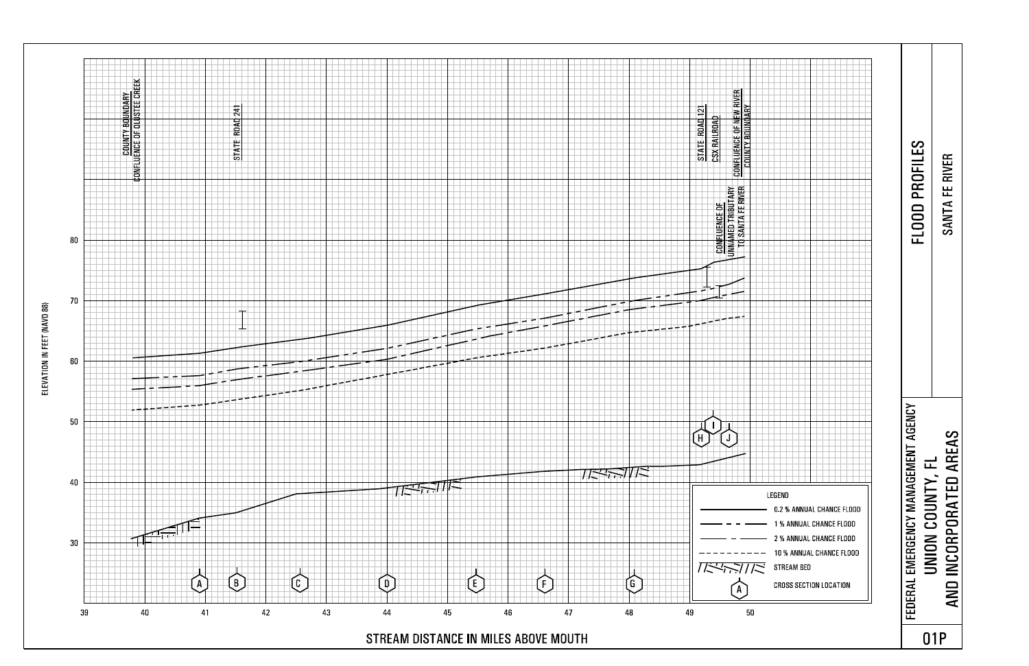# FLOOD PROFILES

## SANTA FE RIVER

FEDERAL EMERGENCY MANAGEMENT AGENCY

**UNION COUNTY, FL AND INCORPORATED AREAS**

01P

COUNTY BOUNDARY
CONFLUENCE OF OLUSTEE CREEK

STATE ROAD 241

STATE ROAD 121

CSX RAILROAD

CONFLUENCE OF NEW RIVER
COUNTY BOUNDARY

CONFLUENCE OF UNNAMED TRIBUTARY TO SANTA FE RIVER

ELEVATION IN FEET (NAVD 88)

30, 40, 50, 60, 70, 80

STREAM DISTANCE IN MILES ABOVE MOUTH

39, 40, 41, 42, 43, 44, 45, 46, 47, 48, 49, 50

Cross sections: A, B, C, D, E, F, G, H, I, J

LEGEND

- 0.2 % ANNUAL CHANCE FLOOD
- 1 % ANNUAL CHANCE FLOOD
- 2 % ANNUAL CHANCE FLOOD
- 10 % ANNUAL CHANCE FLOOD
- STREAM BED
- CROSS SECTION LOCATION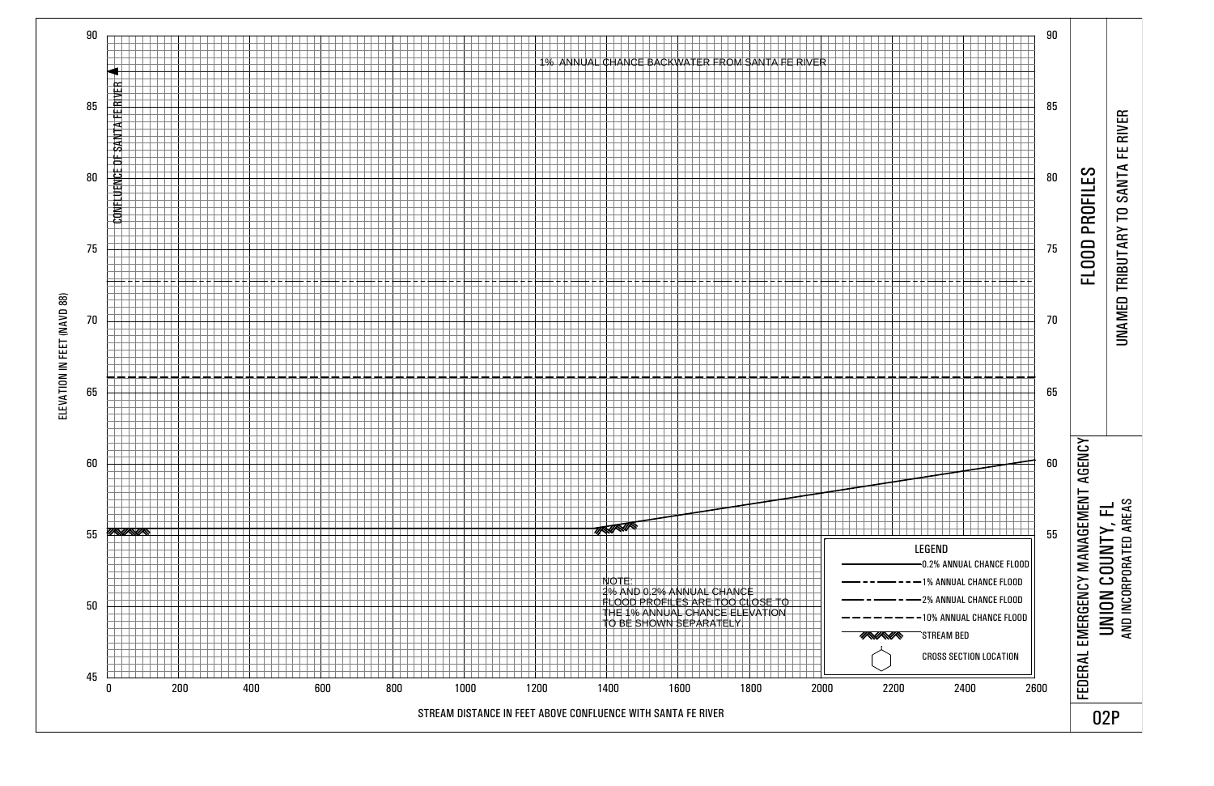# FLOOD PROFILES

## UNAMED TRIBUTARY TO SANTA FE RIVER

FEDERAL EMERGENCY MANAGEMENT AGENCY

**UNION COUNTY, FL**
AND INCORPORATED AREAS

02P

ELEVATION IN FEET (NAVD 88)

90, 85, 80, 75, 70, 65, 60, 55, 50, 45

STREAM DISTANCE IN FEET ABOVE CONFLUENCE WITH SANTA FE RIVER

0, 200, 400, 600, 800, 1000, 1200, 1400, 1600, 1800, 2000, 2200, 2400, 2600

CONFLUENCE OF SANTA FE RIVER

1% ANNUAL CHANCE BACKWATER FROM SANTA FE RIVER

NOTE:
2% AND 0.2% ANNUAL CHANCE
FLOOD PROFILES ARE TOO CLOSE TO
THE 1% ANNUAL CHANCE ELEVATION
TO BE SHOWN SEPARATELY

LEGEND

- 0.2% ANNUAL CHANCE FLOOD
- 1% ANNUAL CHANCE FLOOD
- 2% ANNUAL CHANCE FLOOD
- 10% ANNUAL CHANCE FLOOD
- STREAM BED
- CROSS SECTION LOCATION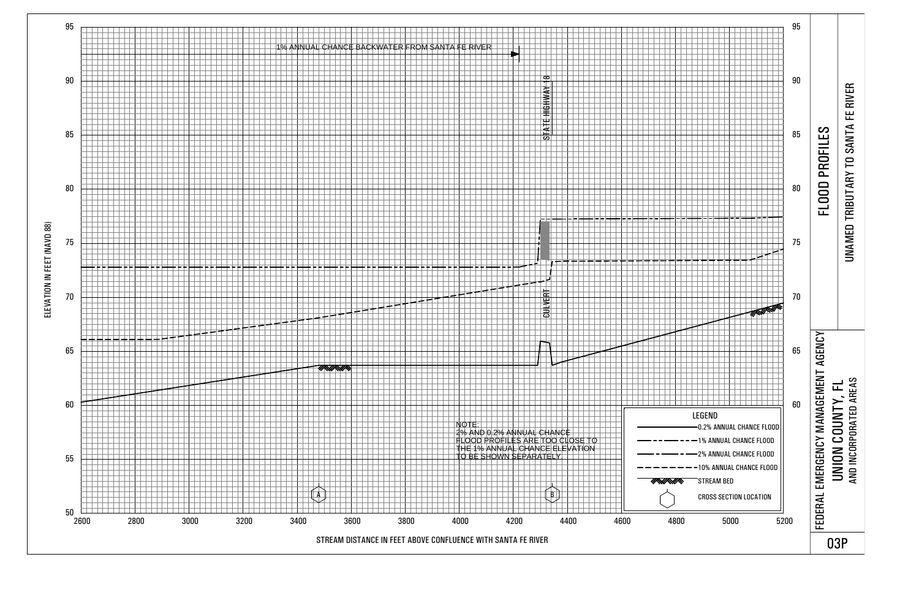# FLOOD PROFILES

## UNAMED TRIBUTARY TO SANTA FE RIVER

FEDERAL EMERGENCY MANAGEMENT AGENCY

**UNION COUNTY, FL**
AND INCORPORATED AREAS

03P

ELEVATION IN FEET (NAVD 88)

95
90
85
80
75
70
65
60
55
50

STREAM DISTANCE IN FEET ABOVE CONFLUENCE WITH SANTA FE RIVER

2600 2800 3000 3200 3400 3600 3800 4000 4200 4400 4600 4800 5000 5200

1% ANNUAL CHANCE BACKWATER FROM SANTA FE RIVER

STATE HIGHWAY 18

CULVERT

A

B

NOTE:
2% AND 0.2% ANNUAL CHANCE FLOOD PROFILES ARE TOO CLOSE TO THE 1% ANNUAL CHANCE ELEVATION TO BE SHOWN SEPARATELY

LEGEND

- 0.2% ANNUAL CHANCE FLOOD
- 1% ANNUAL CHANCE FLOOD
- 2% ANNUAL CHANCE FLOOD
- 10% ANNUAL CHANCE FLOOD
- STREAM BED
- CROSS SECTION LOCATION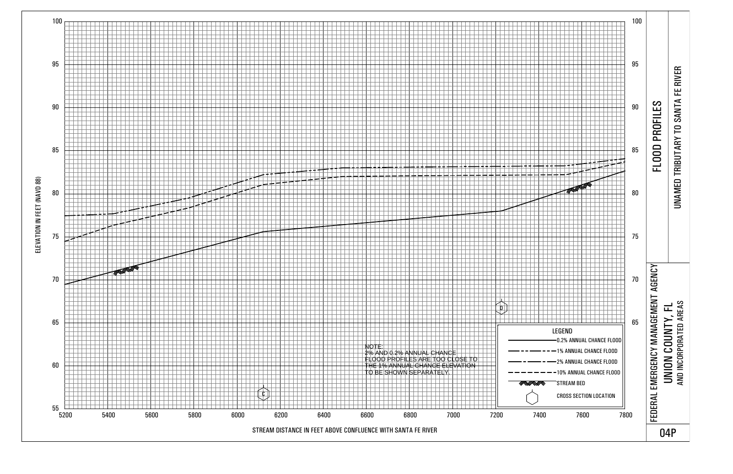# FLOOD PROFILES

## UNAMED TRIBUTARY TO SANTA FE RIVER

FEDERAL EMERGENCY MANAGEMENT AGENCY

**UNION COUNTY, FL**
AND INCORPORATED AREAS

04P

ELEVATION IN FEET (NAVD 88)

100
95
90
85
80
75
70
65
60
55

STREAM DISTANCE IN FEET ABOVE CONFLUENCE WITH SANTA FE RIVER

5200 5400 5600 5800 6000 6200 6400 6600 6800 7000 7200 7400 7600 7800

C

D

NOTE:
2% AND 0.2% ANNUAL CHANCE FLOOD PROFILES ARE TOO CLOSE TO THE 1% ANNUAL CHANCE ELEVATION TO BE SHOWN SEPARATELY.

LEGEND
- 0.2% ANNUAL CHANCE FLOOD
- 1% ANNUAL CHANCE FLOOD
- 2% ANNUAL CHANCE FLOOD
- 10% ANNUAL CHANCE FLOOD
- STREAM BED
- CROSS SECTION LOCATION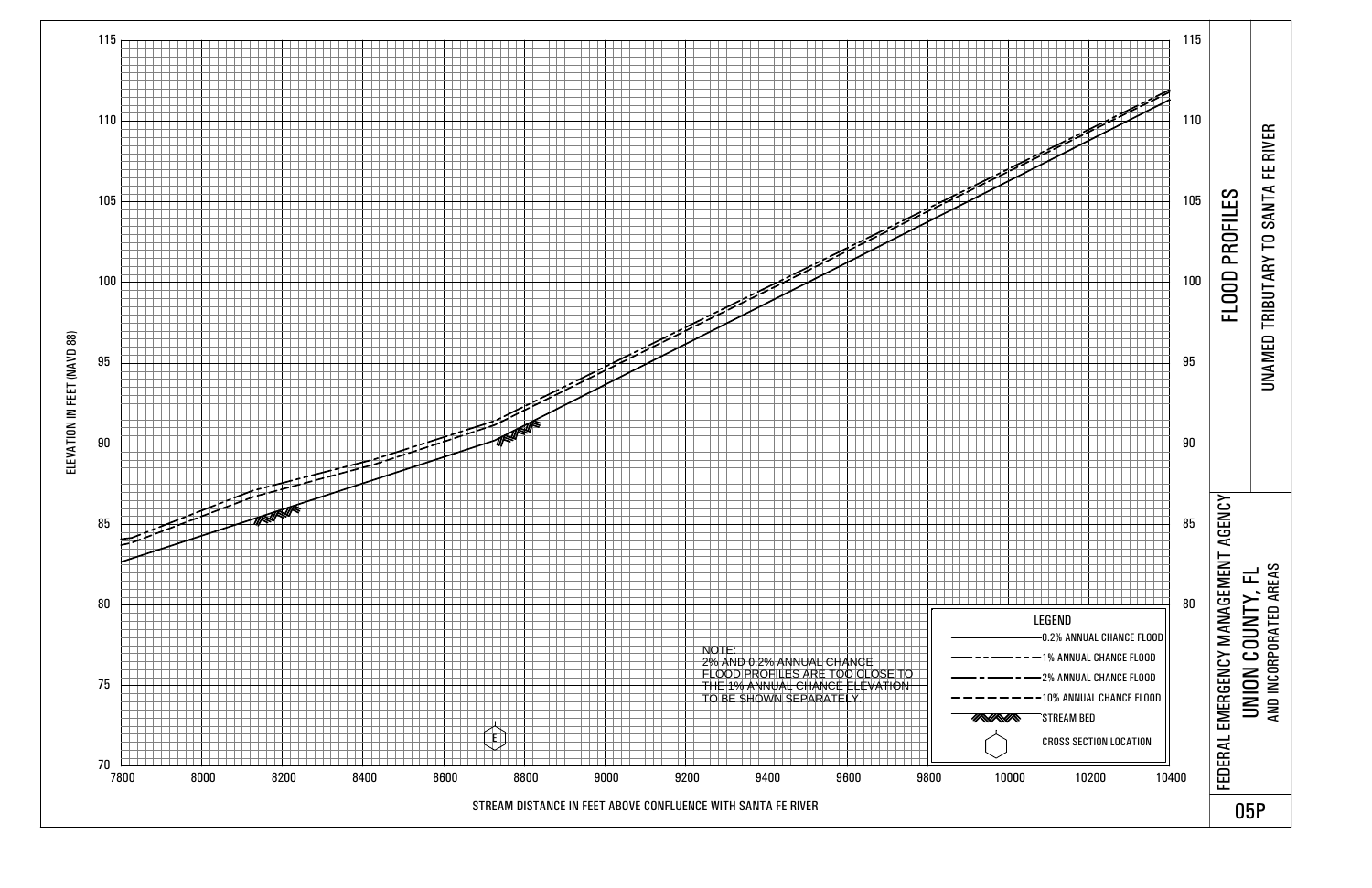# FLOOD PROFILES

## UNAMED TRIBUTARY TO SANTA FE RIVER

FEDERAL EMERGENCY MANAGEMENT AGENCY

**UNION COUNTY, FL**
AND INCORPORATED AREAS

05P

ELEVATION IN FEET (NAVD 88)

STREAM DISTANCE IN FEET ABOVE CONFLUENCE WITH SANTA FE RIVER

NOTE:
2% AND 0.2% ANNUAL CHANCE FLOOD PROFILES ARE TOO CLOSE TO THE 1% ANNUAL CHANCE ELEVATION TO BE SHOWN SEPARATELY

**LEGEND**

- 0.2% ANNUAL CHANCE FLOOD
- 1% ANNUAL CHANCE FLOOD
- 2% ANNUAL CHANCE FLOOD
- 10% ANNUAL CHANCE FLOOD
- STREAM BED
- CROSS SECTION LOCATION

E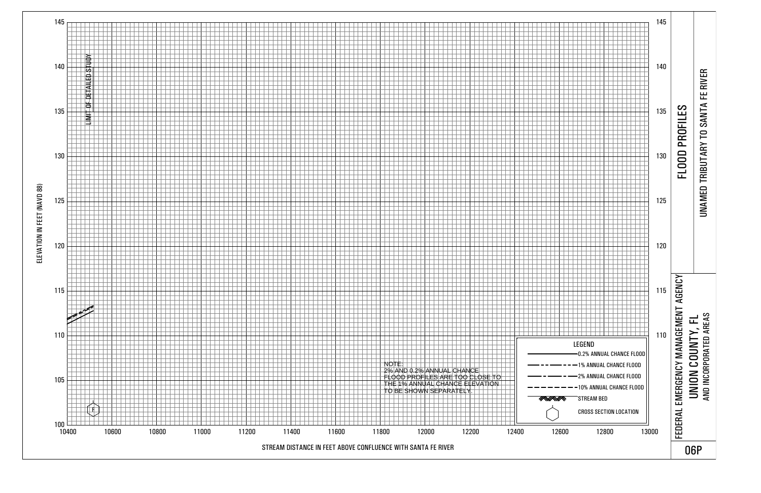# FLOOD PROFILES

## UNAMED TRIBUTARY TO SANTA FE RIVER

FEDERAL EMERGENCY MANAGEMENT AGENCY

UNION COUNTY, FL
AND INCORPORATED AREAS

06P

ELEVATION IN FEET (NAVD 88)

145
140
135
130
125
120
115
110
105
100

STREAM DISTANCE IN FEET ABOVE CONFLUENCE WITH SANTA FE RIVER

10400 10600 10800 11000 11200 11400 11600 11800 12000 12200 12400 12600 12800 13000

LIMIT OF DETAILED STUDY

F

NOTE:
2% AND 0.2% ANNUAL CHANCE FLOOD PROFILES ARE TOO CLOSE TO THE 1% ANNUAL CHANCE ELEVATION TO BE SHOWN SEPARATELY.

LEGEND
0.2% ANNUAL CHANCE FLOOD
1% ANNUAL CHANCE FLOOD
2% ANNUAL CHANCE FLOOD
10% ANNUAL CHANCE FLOOD
STREAM BED
CROSS SECTION LOCATION